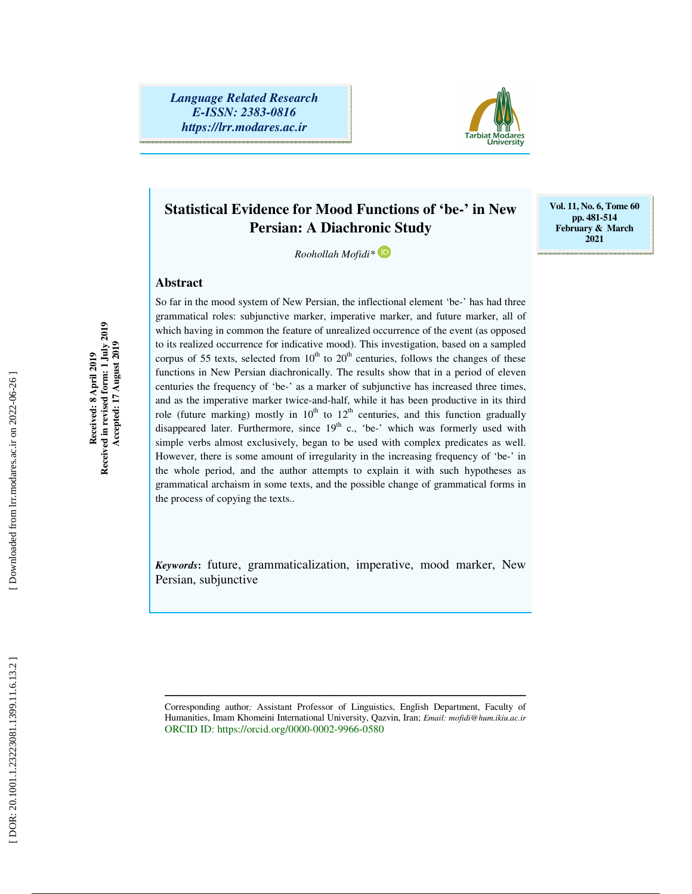*Language Related Research*
*E-ISSN: 2383-0816*
*https://lrr.modares.ac.ir*

Vol. 11, No. 6, Tome 60
pp. 481-514
February & March 2021

# Statistical Evidence for Mood Functions of 'be-' in New Persian: A Diachronic Study

*Roohollah Mofidi**

Received: 8 April 2019
Received in revised form: 1 July 2019
Accepted: 17 August 2019

## Abstract

So far in the mood system of New Persian, the inflectional element 'be-' has had three grammatical roles: subjunctive marker, imperative marker, and future marker, all of which having in common the feature of unrealized occurrence of the event (as opposed to its realized occurrence for indicative mood). This investigation, based on a sampled corpus of 55 texts, selected from 10th to 20th centuries, follows the changes of these functions in New Persian diachronically. The results show that in a period of eleven centuries the frequency of 'be-' as a marker of subjunctive has increased three times, and as the imperative marker twice-and-half, while it has been productive in its third role (future marking) mostly in 10th to 12th centuries, and this function gradually disappeared later. Furthermore, since 19th c., 'be-' which was formerly used with simple verbs almost exclusively, began to be used with complex predicates as well. However, there is some amount of irregularity in the increasing frequency of 'be-' in the whole period, and the author attempts to explain it with such hypotheses as grammatical archaism in some texts, and the possible change of grammatical forms in the process of copying the texts..

***Keywords*:** future, grammaticalization, imperative, mood marker, New Persian, subjunctive

---

Corresponding author; Assistant Professor of Linguistics, English Department, Faculty of Humanities, Imam Khomeini International University, Qazvin, Iran; *Email: mofidi@hum.ikiu.ac.ir*
ORCID ID: https://orcid.org/0000-0002-9966-0580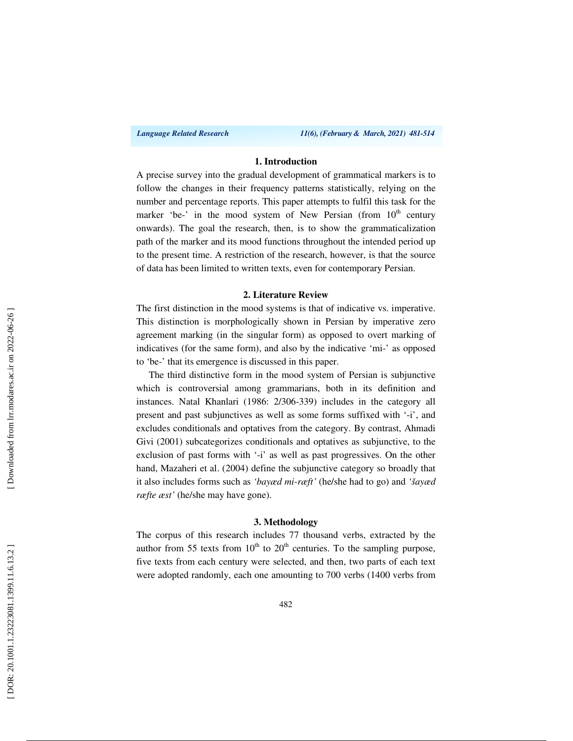## 1. Introduction

A precise survey into the gradual development of grammatical markers is to follow the changes in their frequency patterns statistically, relying on the number and percentage reports. This paper attempts to fulfil this task for the marker 'be-' in the mood system of New Persian (from 10th century onwards). The goal the research, then, is to show the grammaticalization path of the marker and its mood functions throughout the intended period up to the present time. A restriction of the research, however, is that the source of data has been limited to written texts, even for contemporary Persian.

## 2. Literature Review

The first distinction in the mood systems is that of indicative vs. imperative. This distinction is morphologically shown in Persian by imperative zero agreement marking (in the singular form) as opposed to overt marking of indicatives (for the same form), and also by the indicative 'mi-' as opposed to 'be-' that its emergence is discussed in this paper.

The third distinctive form in the mood system of Persian is subjunctive which is controversial among grammarians, both in its definition and instances. Natal Khanlari (1986: 2/306-339) includes in the category all present and past subjunctives as well as some forms suffixed with '-i', and excludes conditionals and optatives from the category. By contrast, Ahmadi Givi (2001) subcategorizes conditionals and optatives as subjunctive, to the exclusion of past forms with '-i' as well as past progressives. On the other hand, Mazaheri et al. (2004) define the subjunctive category so broadly that it also includes forms such as *'bayæd mi-ræft'* (he/she had to go) and *'šayæd ræfte æst'* (he/she may have gone).

## 3. Methodology

The corpus of this research includes 77 thousand verbs, extracted by the author from 55 texts from 10th to 20th centuries. To the sampling purpose, five texts from each century were selected, and then, two parts of each text were adopted randomly, each one amounting to 700 verbs (1400 verbs from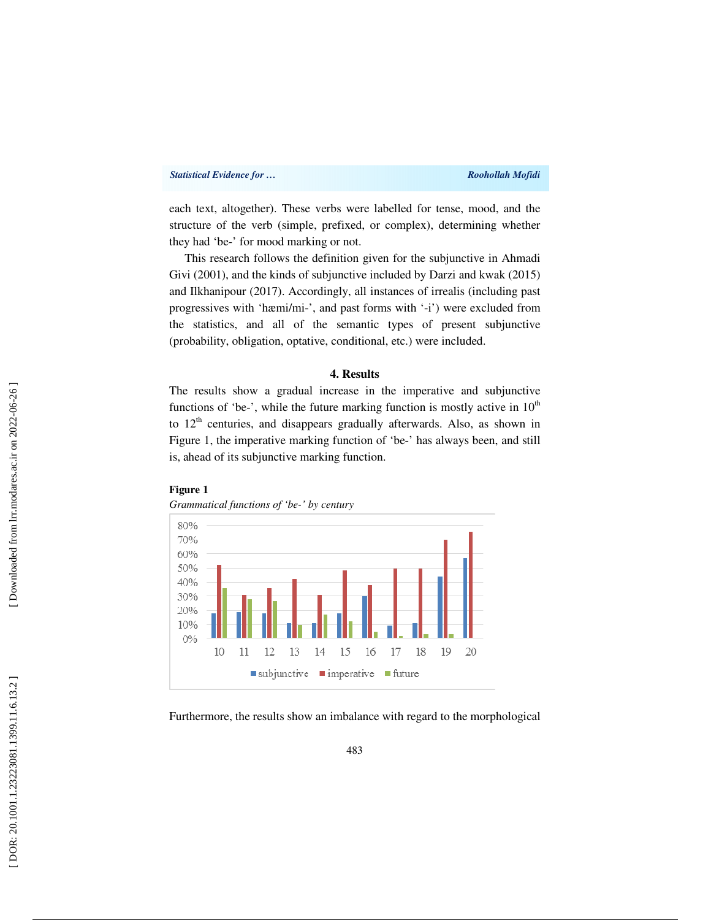each text, altogether). These verbs were labelled for tense, mood, and the structure of the verb (simple, prefixed, or complex), determining whether they had 'be-' for mood marking or not.

This research follows the definition given for the subjunctive in Ahmadi Givi (2001), and the kinds of subjunctive included by Darzi and kwak (2015) and Ilkhanipour (2017). Accordingly, all instances of irrealis (including past progressives with 'hæmi/mi-', and past forms with '-i') were excluded from the statistics, and all of the semantic types of present subjunctive (probability, obligation, optative, conditional, etc.) were included.

## 4. Results

The results show a gradual increase in the imperative and subjunctive functions of 'be-', while the future marking function is mostly active in 10th to 12th centuries, and disappears gradually afterwards. Also, as shown in Figure 1, the imperative marking function of 'be-' has always been, and still is, ahead of its subjunctive marking function.

**Figure 1**

*Grammatical functions of 'be-' by century*

Furthermore, the results show an imbalance with regard to the morphological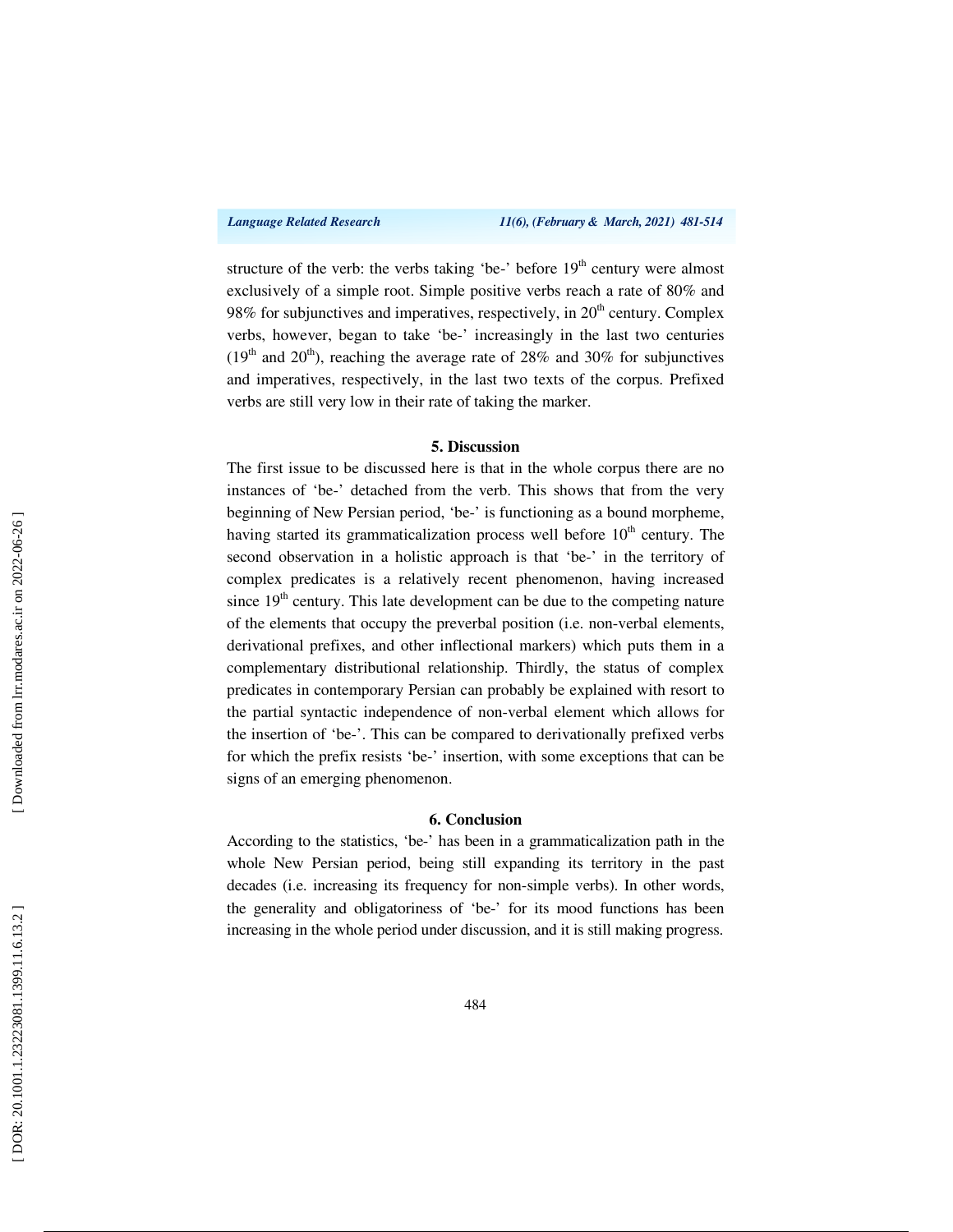structure of the verb: the verbs taking 'be-' before 19th century were almost exclusively of a simple root. Simple positive verbs reach a rate of 80% and 98% for subjunctives and imperatives, respectively, in 20th century. Complex verbs, however, began to take 'be-' increasingly in the last two centuries (19th and 20th), reaching the average rate of 28% and 30% for subjunctives and imperatives, respectively, in the last two texts of the corpus. Prefixed verbs are still very low in their rate of taking the marker.

## 5. Discussion

The first issue to be discussed here is that in the whole corpus there are no instances of 'be-' detached from the verb. This shows that from the very beginning of New Persian period, 'be-' is functioning as a bound morpheme, having started its grammaticalization process well before 10th century. The second observation in a holistic approach is that 'be-' in the territory of complex predicates is a relatively recent phenomenon, having increased since 19th century. This late development can be due to the competing nature of the elements that occupy the preverbal position (i.e. non-verbal elements, derivational prefixes, and other inflectional markers) which puts them in a complementary distributional relationship. Thirdly, the status of complex predicates in contemporary Persian can probably be explained with resort to the partial syntactic independence of non-verbal element which allows for the insertion of 'be-'. This can be compared to derivationally prefixed verbs for which the prefix resists 'be-' insertion, with some exceptions that can be signs of an emerging phenomenon.

## 6. Conclusion

According to the statistics, 'be-' has been in a grammaticalization path in the whole New Persian period, being still expanding its territory in the past decades (i.e. increasing its frequency for non-simple verbs). In other words, the generality and obligatoriness of 'be-' for its mood functions has been increasing in the whole period under discussion, and it is still making progress.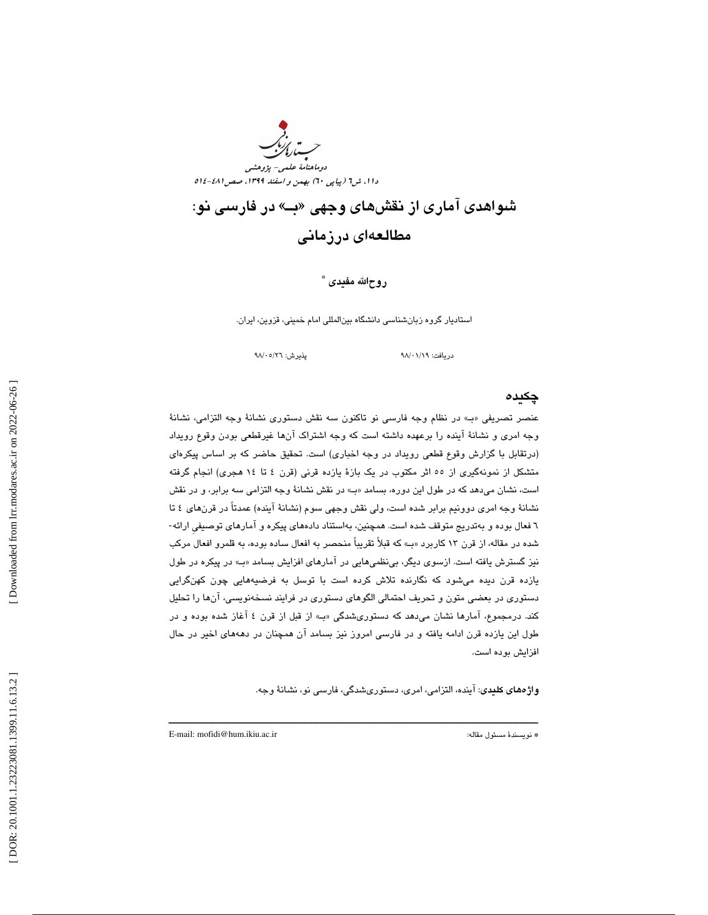# شواهدی آماری از نقش‌های وجهی «بـ» در فارسی نو: مطالعه‌ای درزمانی

**روح‌الله مفیدی** *

استادیار گروه زبان‌شناسی دانشگاه بین‌المللی امام خمینی، قزوین، ایران.

دریافت: ۹۸/۰۱/۱۹ پذیرش: ۹۸/۰۵/۲۶

## چکیده

عنصر تصریفی «بـ» در نظام وجه فارسی نو تاکنون سه نقش دستوری نشانۀ وجه التزامی، نشانۀ وجه امری و نشانۀ آینده را برعهده داشته است که وجه اشتراک آن‌ها غیرقطعی بودن وقوع رویداد (درتقابل با گزارش وقوع قطعی رویداد در وجه اخباری) است. تحقیق حاضر که بر اساس پیکره‌ای متشکل از نمونه‌گیری از ۵۵ اثر مکتوب در یک بازۀ یازده قرنی (قرن ٤ تا ١٤ هجری) انجام گرفته است، نشان می‌دهد که در طول این دوره، بسامد «بـ» در نقش نشانۀ وجه التزامی سه برابر، و در نقش نشانۀ وجه امری دوونیم برابر شده است، ولی نقش وجهی سوم (نشانۀ آینده) عمدتاً در قرن‌های ٤ تا ٦ فعال بوده و به‌تدریج متوقف شده است. همچنین، به‌استناد داده‌های پیکره و آمارهای توصیفیِ ارائه‌شده در مقاله، از قرن ١٣ کاربرد «بـ» که قبلاً تقریباً منحصر به افعال ساده بوده، به قلمرو افعال مرکب نیز گسترش یافته است. ازسوی دیگر، بی‌نظمی‌هایی در آمارهای افزایش بسامد «بـ» در پیکره در طول یازده قرن دیده می‌شود که نگارنده تلاش کرده است با توسل به فرضیه‌هایی چون کهن‌گرایی دستوری در بعضی متون و تحریف احتمالی الگوهای دستوری در فرایند نسخه‌نویسی، آن‌ها را تحلیل کند. درمجموع، آمارها نشان می‌دهد که دستوری‌شدگی «بـ» از قبل از قرن ٤ آغاز شده بوده و در طول این یازده قرن ادامه یافته و در فارسی امروز نیز بسامد آن همچنان در دهه‌های اخیر در حال افزایش بوده است.

**واژه‌های کلیدی**: آینده، التزامی، امری، دستوری‌شدگی، فارسی نو، نشانۀ وجه.

---

* نویسندۀ مسئول مقاله: E-mail: mofidi@hum.ikiu.ac.ir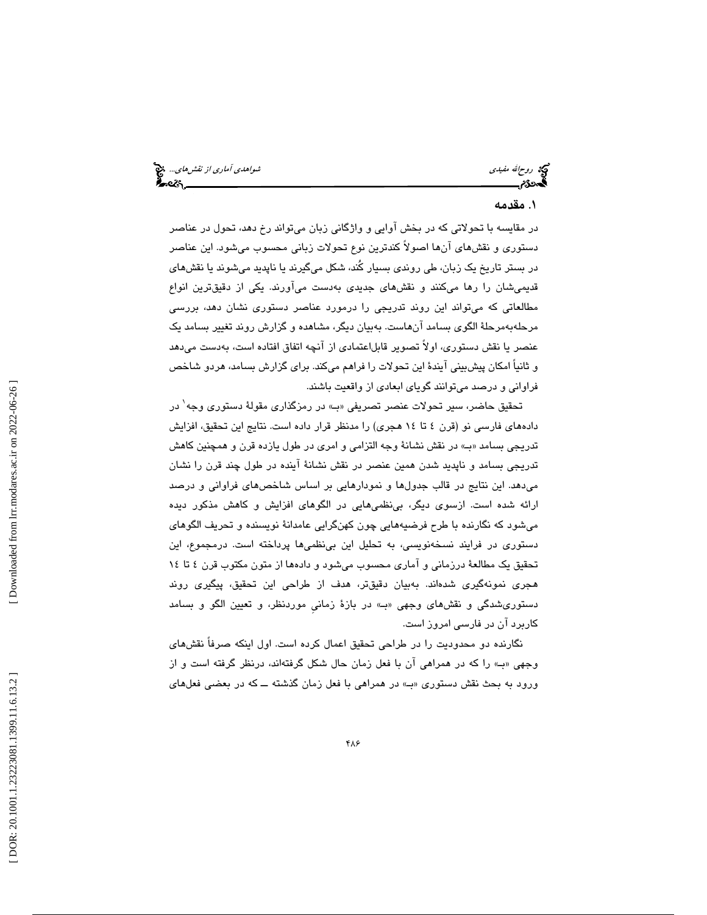## ۱. مقدمه

در مقایسه با تحولاتی که در بخش آوایی و واژگانی زبان می‌تواند رخ دهد، تحول در عناصر دستوری و نقش‌های آن‌ها اصولاً کندترین نوع تحولات زبانی محسوب می‌شود. این عناصر در بستر تاریخ یک زبان، طی روندی بسیار کُند، شکل می‌گیرند یا ناپدید می‌شوند یا نقش‌های قدیمی‌شان را رها می‌کنند و نقش‌های جدیدی به‌دست می‌آورند. یکی از دقیق‌ترین انواع مطالعاتی که می‌تواند این روند تدریجی را درمورد عناصر دستوری نشان دهد، بررسی مرحله‌به‌مرحلهٔ الگوی بسامد آن‌هاست. به‌بیان دیگر، مشاهده و گزارش روند تغییر بسامد یک عنصر یا نقش دستوری، اولاً تصویر قابل‌اعتمادی از آنچه اتفاق افتاده است، به‌دست می‌دهد و ثانیاً امکان پیش‌بینی آیندهٔ این تحولات را فراهم می‌کند. برای گزارش بسامد، هردو شاخص فراوانی و درصد می‌توانند گویای ابعادی از واقعیت باشند.

تحقیق حاضر، سیر تحولات عنصر تصریفی «بـ» در رمزگذاری مقولهٔ دستوری وجه[1] در داده‌های فارسی نو (قرن ٤ تا ١٤ هجری) را مدنظر قرار داده است. نتایج این تحقیق، افزایش تدریجی بسامد «بـ» در نقش نشانهٔ وجه التزامی و امری در طول یازده قرن و همچنین کاهش تدریجی بسامد و ناپدید شدن همین عنصر در نقش نشانهٔ آینده در طول چند قرن را نشان می‌دهد. این نتایج در قالب جدول‌ها و نمودارهایی بر اساس شاخص‌های فراوانی و درصد ارائه شده است. ازسوی دیگر، بی‌نظمی‌هایی در الگوهای افزایش و کاهش مذکور دیده می‌شود که نگارنده با طرح فرضیه‌هایی چون کهن‌گرایی عامدانهٔ نویسنده و تحریف الگوهای دستوری در فرایند نسخه‌نویسی، به تحلیل این بی‌نظمی‌ها پرداخته است. درمجموع، این تحقیق یک مطالعهٔ درزمانی و آماری محسوب می‌شود و داده‌ها از متون مکتوب قرن ٤ تا ١٤ هجری نمونه‌گیری شده‌اند. به‌بیان دقیق‌تر، هدف از طراحی این تحقیق، پیگیری روند دستوری‌شدگی و نقش‌های وجهی «بـ» در بازهٔ زمانیِ موردنظر، و تعیین الگو و بسامد کاربرد آن در فارسی امروز است.

نگارنده دو محدودیت را در طراحی تحقیق اعمال کرده است. اول اینکه صرفاً نقش‌های وجهی «بـ» را که در همراهی آن با فعل زمان حال شکل گرفته‌اند، درنظر گرفته است و از ورود به بحث نقش دستوری «بـ» در همراهی با فعل زمان گذشته ــ که در بعضی فعل‌های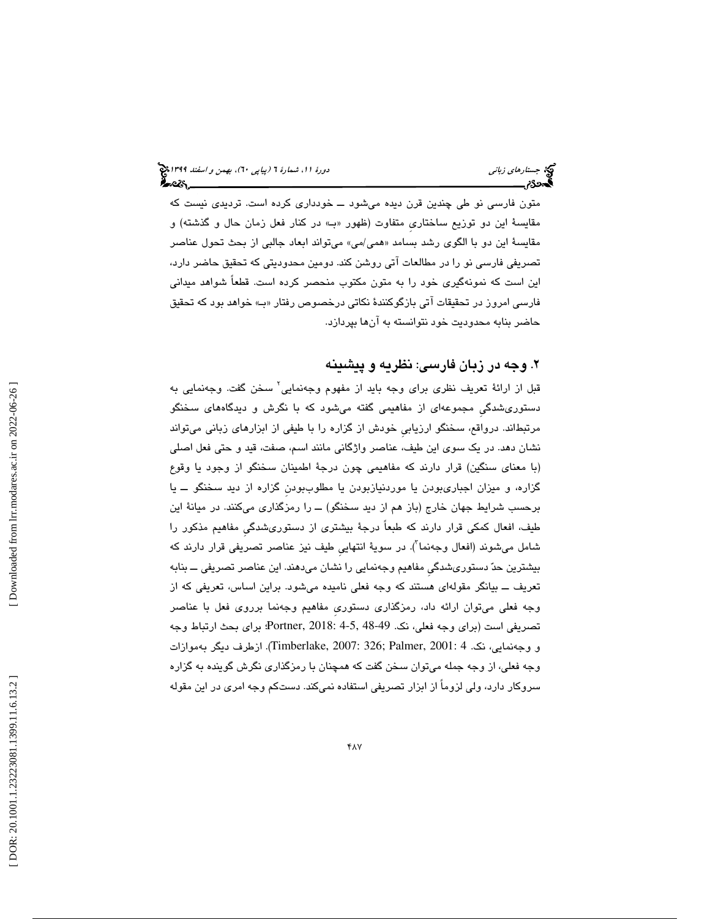متون فارسی نو طی چندین قرن دیده می‌شود ــ خودداری کرده است. تردیدی نیست که مقایسهٔ این دو توزیع ساختاریِ متفاوت (ظهور «بـ» در کنار فعل زمان حال و گذشته) و مقایسهٔ این دو با الگوی رشد بسامد «همی/می» می‌تواند ابعاد جالبی از بحث تحول عناصر تصریفی فارسی نو را در مطالعات آتی روشن کند. دومین محدودیتی که تحقیق حاضر دارد، این است که نمونه‌گیری خود را به متون مکتوب منحصر کرده است. قطعاً شواهد میدانی فارسی امروز در تحقیقات آتی بازگوکنندهٔ نکاتی درخصوص رفتار «بـ» خواهد بود که تحقیق حاضر بنابه محدودیت خود نتوانسته به آن‌ها بپردازد.

## ۲. وجه در زبان فارسی: نظریه و پیشینه

قبل از ارائهٔ تعریف نظری برای وجه باید از مفهوم وجه‌نمایی[۲] سخن گفت. وجه‌نمایی به دستوری‌شدگیِ مجموعه‌ای از مفاهیمی گفته می‌شود که با نگرش و دیدگاه‌های سخنگو مرتبط‌اند. درواقع، سخنگو ارزیابیِ خودش از گزاره را با طیفی از ابزارهای زبانی می‌تواند نشان دهد. در یک سوی این طیف، عناصر واژگانی مانند اسم، صفت، قید و حتی فعل اصلی (با معنای سنگین) قرار دارند که مفاهیمی چون درجهٔ اطمینان سخنگو از وجود یا وقوع گزاره، و میزان اجباری‌بودن یا موردنیازبودن یا مطلوب‌بودنِ گزاره از دید سخنگو ــ یا برحسب شرایط جهان خارج (باز هم از دید سخنگو) ــ را رمزگذاری می‌کنند. در میانهٔ این طیف، افعال کمکی قرار دارند که طبعاً درجهٔ بیشتری از دستوری‌شدگیِ مفاهیم مذکور را شامل می‌شوند (افعال وجه‌نما[۳]). در سویهٔ انتهاییِ طیف نیز عناصر تصریفی قرار دارند که بیشترین حدّ دستوری‌شدگیِ مفاهیم وجه‌نمایی را نشان می‌دهند. این عناصر تصریفی ــ بنابه تعریف ــ بیانگر مقوله‌ای هستند که وجه فعلی نامیده می‌شود. براین اساس، تعریفی که از وجه فعلی می‌توان ارائه داد، رمزگذاری دستوریِ مفاهیم وجه‌نما برروی فعل با عناصر تصریفی است (برای وجه فعلی، نک. Portner, 2018: 4-5, 48-49؛ برای بحث ارتباط وجه و وجه‌نمایی، نک. Timberlake, 2007: 326; Palmer, 2001: 4). ازطرف دیگر به‌موازات وجه فعلی، از وجه جمله می‌توان سخن گفت که همچنان با رمزگذاری نگرش گوینده به گزاره سروکار دارد، ولی لزوماً از ابزار تصریفی استفاده نمی‌کند. دست‌کم وجه امری در این مقوله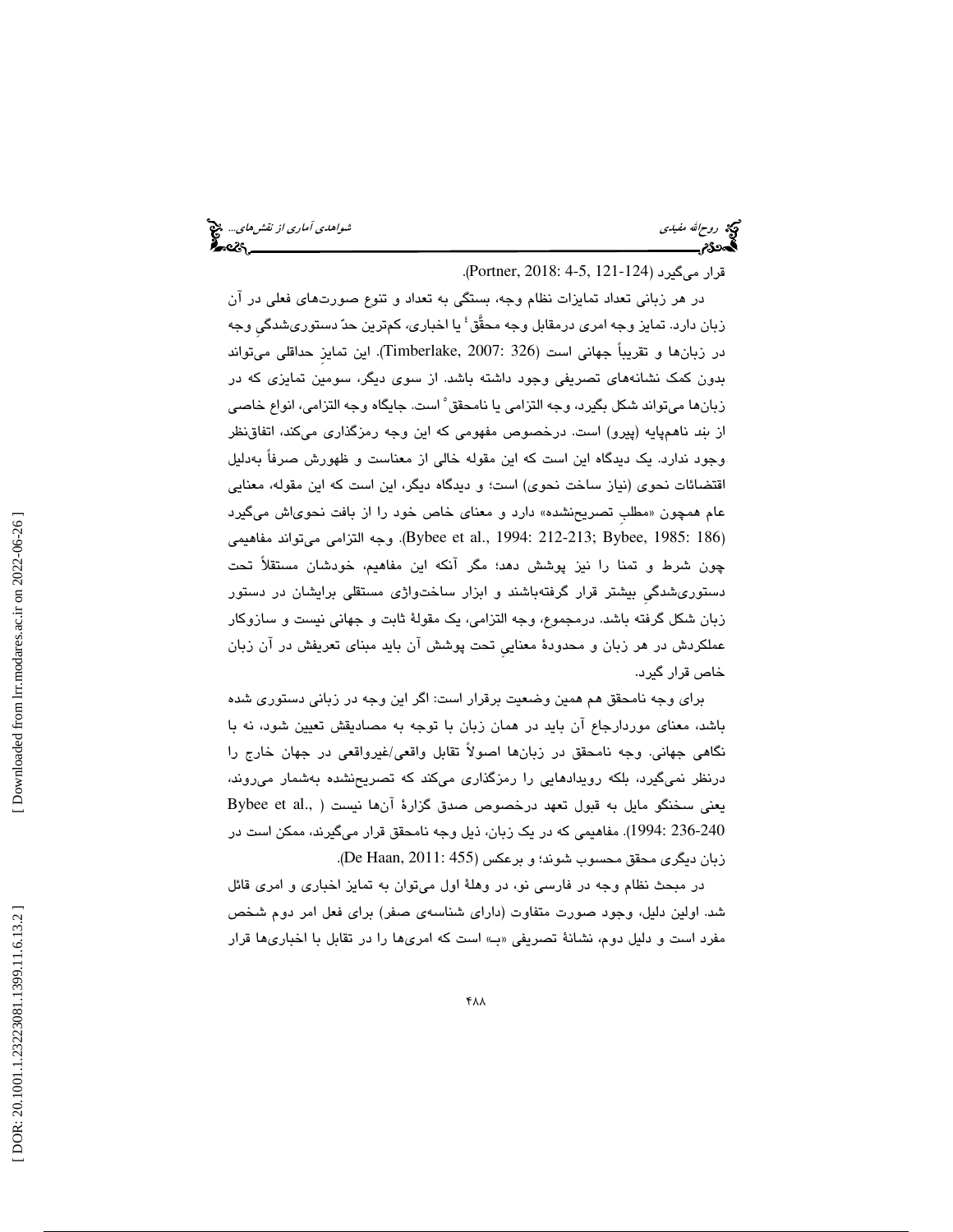قرار می‌گیرد (Portner, 2018: 4-5, 121-124).

در هر زبانی تعداد تمایزات نظام وجه، بستگی به تعداد و تنوع صورت‌های فعلی در آن زبان دارد. تمایز وجه امری درمقابل وجه محقَّق[4] یا اخباری، کم‌ترین حدّ دستوری‌شدگیِ وجه در زبان‌ها و تقریباً جهانی است (Timberlake, 2007: 326). این تمایزِ حداقلی می‌تواند بدون کمک نشانه‌های تصریفی وجود داشته باشد. از سوی دیگر، سومین تمایزی که در زبان‌ها می‌تواند شکل بگیرد، وجه التزامی یا نامحقق[5] است. جایگاه وجه التزامی، انواع خاصی از بند ناهم‌پایه (پیرو) است. درخصوص مفهومی که این وجه رمزگذاری می‌کند، اتفاق‌نظر وجود ندارد. یک دیدگاه این است که این مقوله خالی از معناست و ظهورش صرفاً به‌دلیل اقتضائات نحوی (نیاز ساخت نحوی) است؛ و دیدگاه دیگر، این است که این مقوله، معنایی عام همچون «مطلبِ تصریح‌نشده» دارد و معنای خاص خود را از بافت نحوی‌اش می‌گیرد (Bybee et al., 1994: 212-213; Bybee, 1985: 186). وجه التزامی می‌تواند مفاهیمی چون شرط و تمنا را نیز پوشش دهد؛ مگر آنکه این مفاهیم، خودشان مستقلاً تحت دستوری‌شدگیِ بیشتر قرار گرفته‌باشند و ابزار ساخت‌واژی مستقلی برایشان در دستور زبان شکل گرفته باشد. درمجموع، وجه التزامی، یک مقولهٔ ثابت و جهانی نیست و سازوکار عملکردش در هر زبان و محدودهٔ معناییِ تحت پوشش آن باید مبنای تعریفش در آن زبان خاص قرار گیرد.

برای وجه نامحقق هم همین وضعیت برقرار است: اگر این وجه در زبانی دستوری شده باشد، معنای موردارجاع آن باید در همان زبان با توجه به مصادیقش تعیین شود، نه با نگاهی جهانی. وجه نامحقق در زبان‌ها اصولاً تقابل واقعی/غیرواقعی در جهان خارج را درنظر نمی‌گیرد، بلکه رویدادهایی را رمزگذاری می‌کند که تصریح‌نشده به‌شمار می‌روند، یعنی سخنگو مایل به قبول تعهد درخصوص صدق گزارهٔ آن‌ها نیست (Bybee et al., 1994: 236-240). مفاهیمی که در یک زبان، ذیل وجه نامحقق قرار می‌گیرند، ممکن است در زبان دیگری محقق محسوب شوند؛ و برعکس (De Haan, 2011: 455).

در مبحث نظام وجه در فارسی نو، در وهلهٔ اول می‌توان به تمایز اخباری و امری قائل شد. اولین دلیل، وجود صورت متفاوت (دارای شناسه‌ی صفر) برای فعل امر دوم شخص مفرد است و دلیل دوم، نشانهٔ تصریفی «بـ» است که امری‌ها را در تقابل با اخباری‌ها قرار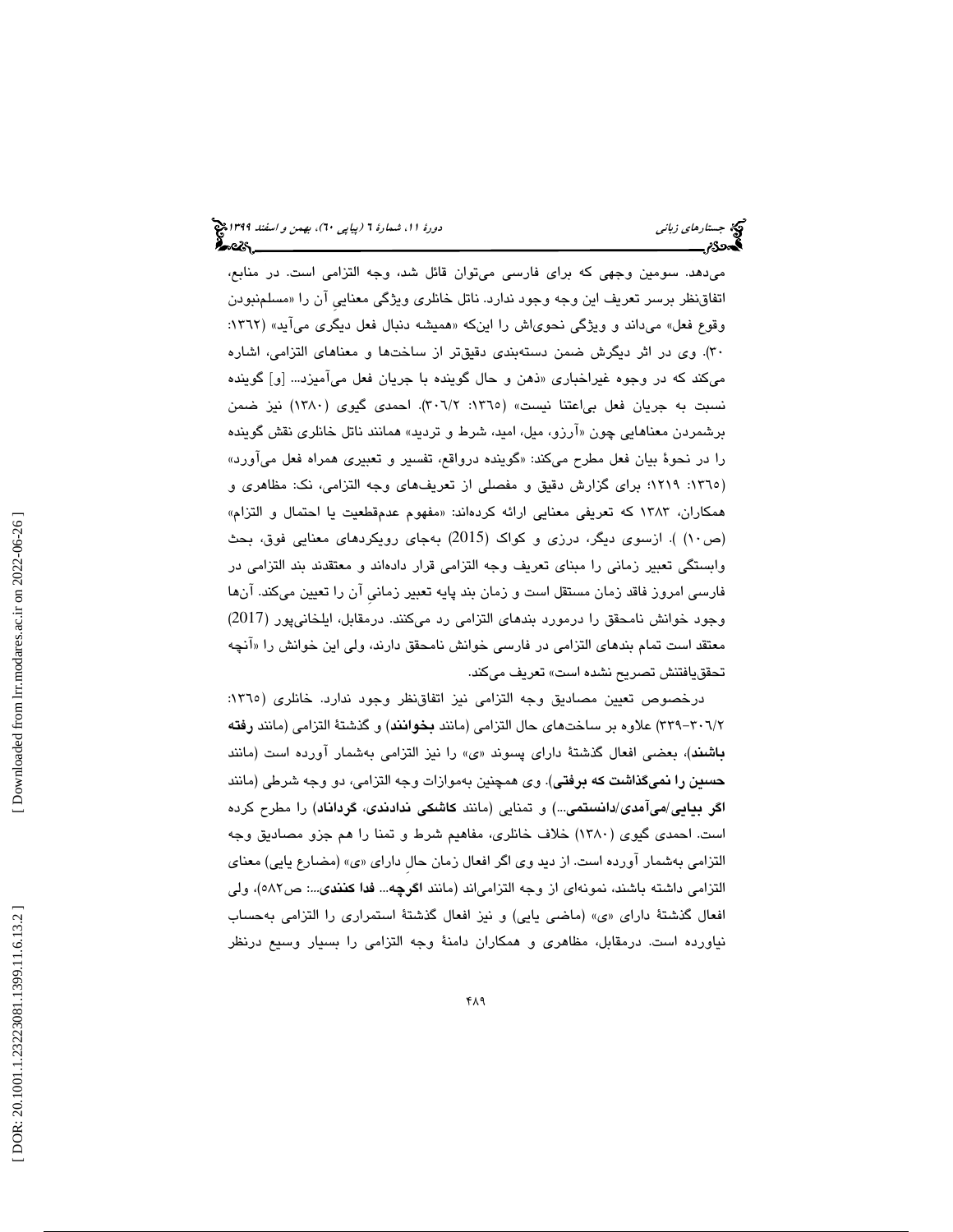می‌دهد. سومین وجهی که برای فارسی می‌توان قائل شد، وجه التزامی است. در منابع، اتفاق‌نظر برسر تعریف این وجه وجود ندارد. ناتل خانلری ویژگی معنایی آن را «مسلم‌نبودن وقوع فعل» می‌داند و ویژگی نحوی‌اش را اینکه «همیشه دنبال فعل دیگری می‌آید» (۱۳۶۲: ۳۰). وی در اثر دیگرش ضمن دسته‌بندی دقیق‌تر از ساخت‌ها و معناهای التزامی، اشاره می‌کند که در وجوه غیراخباری «ذهن و حال گوینده با جریان فعل می‌آمیزد... [و] گوینده نسبت به جریان فعل بی‌اعتنا نیست» (۱۳۶۵: ۳۰۶/۲). احمدی گیوی (۱۳۸۰) نیز ضمن برشمردن معناهایی چون «آرزو، میل، امید، شرط و تردید» همانند ناتل خانلری نقش گوینده را در نحوهٔ بیان فعل مطرح می‌کند: «گوینده درواقع، تفسیر و تعبیری همراه فعل می‌آورد» (۱۳۶۵: ۱۲۱۹؛ برای گزارش دقیق و مفصلی از تعریف‌های وجه التزامی، نک: مظاهری و همکاران، ۱۳۸۳ که تعریفی معنایی ارائه کرده‌اند: «مفهوم عدم‌قطعیت یا احتمال و التزام» (ص۱۰) ). ازسوی دیگر، درزی و کواک (2015) به‌جای رویکردهای معنایی فوق، بحث وابستگی تعبیر زمانی را مبنای تعریف وجه التزامی قرار داده‌اند و معتقدند بند التزامی در فارسی امروز فاقد زمان مستقل است و زمان بند پایه تعبیر زمانیِ آن را تعیین می‌کند. آن‌ها وجود خوانش نامحقق را درمورد بندهای التزامی رد می‌کنند. درمقابل، ایلخانی‌پور (2017) معتقد است تمام بندهای التزامی در فارسی خوانش نامحقق دارند، ولی این خوانش را «آنچه تحقق‌یافتنش تصریح نشده است» تعریف می‌کند.

درخصوص تعیین مصادیق وجه التزامی نیز اتفاق‌نظر وجود ندارد. خانلری (۱۳۶۵: ۳۰۶/۲–۳۳۹) علاوه بر ساخت‌های حال التزامی (مانند **بخوانند**) و گذشتهٔ التزامی (مانند **رفته باشند**)، بعضی افعال گذشتهٔ دارای پسوند «ی» را نیز التزامی به‌شمار آورده است (مانند **حسین را نمی‌گذاشت که برفتی**). وی همچنین به‌موازات وجه التزامی، دو وجه شرطی (مانند **اگر بیایی**/**می‌آمدی**/**دانستمی**...) و تمنایی (مانند **کاشکی ندادندی**، **گرداناد**) را مطرح کرده است. احمدی گیوی (۱۳۸۰) خلاف خانلری، مفاهیم شرط و تمنا را هم جزو مصادیق وجه التزامی به‌شمار آورده است. از دید وی اگر افعال زمان حالِ دارای «ی» (مضارع یایی) معنای التزامی داشته باشند، نمونه‌ای از وجه التزامی‌اند (مانند **اگرچه... فدا کنندی**...: ص۵۸۲)، ولی افعال گذشتهٔ دارای «ی» (ماضی یایی) و نیز افعال گذشتهٔ استمراری را التزامی به‌حساب نیاورده است. درمقابل، مظاهری و همکاران دامنهٔ وجه التزامی را بسیار وسیع درنظر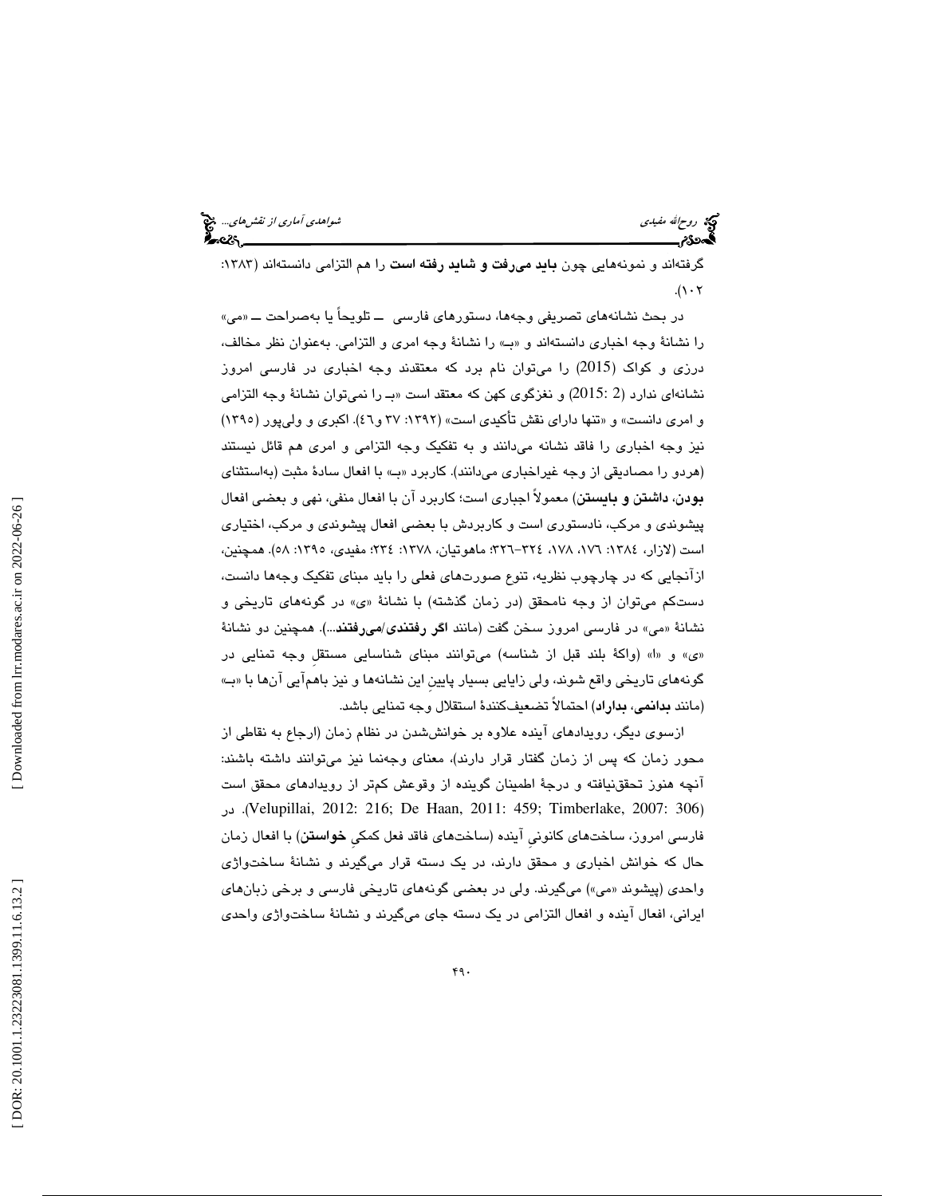گرفته‌اند و نمونه‌هایی چون **باید می‌رفت و شاید رفته است** را هم التزامی دانسته‌اند (۱۳۸۳: ۱۰۲).

در بحث نشانه‌های تصریفی وجه‌ها، دستورهای فارسی ــ تلویحاً یا به‌صراحت ــ «می» را نشانهٔ وجه اخباری دانسته‌اند و «بـ» را نشانهٔ وجه امری و التزامی. به‌عنوان نظر مخالف، درزی و کواک (2015) را می‌توان نام برد که معتقدند وجه اخباری در فارسی امروز نشانه‌ای ندارد (2 :2015) و نغزگوی کهن که معتقد است «بـ را نمی‌توان نشانهٔ وجه التزامی و امری دانست» و «تنها دارای نقش تأکیدی است» (۱۳۹۲: ۳۷ و ٤٦). اکبری و ولی‌پور (۱۳۹۵) نیز وجه اخباری را فاقد نشانه می‌دانند و به تفکیک وجه التزامی و امری هم قائل نیستند (هردو را مصادیقی از وجه غیراخباری می‌دانند). کاربرد «بـ» با افعال سادهٔ مثبت (به‌استثنای **بودن**، **داشتن و بایستن**) معمولاً اجباری است؛ کاربرد آن با افعال منفی، نهی و بعضی افعال پیشوندی و مرکب، نادستوری است و کاربردش با بعضی افعال پیشوندی و مرکب، اختیاری است (لازار، ۱۳۸٤: ۱۷٦، ۱۷۸، ۳۲٤-۳۲٦؛ ماهوتیان، ۱۳۷۸: ۲۳٤؛ مفیدی، ۱۳۹۵: ۵۸). همچنین، ازآنجایی که در چارچوب نظریه، تنوع صورت‌های فعلی را باید مبنای تفکیک وجه‌ها دانست، دست‌کم می‌توان از وجه نامحقق (در زمان گذشته) با نشانهٔ «ی» در گونه‌های تاریخی و نشانهٔ «می» در فارسی امروز سخن گفت (مانند **اگر رفتندی/می‌رفتند**...). همچنین دو نشانهٔ «ی» و «ا» (واکهٔ بلند قبل از شناسه) می‌توانند مبنای شناسایی مستقلِ وجه تمنایی در گونه‌های تاریخی واقع شوند، ولی زایایی بسیار پایینِ این نشانه‌ها و نیز باهم‌آیی آن‌ها با «بـ» (مانند **بدانمی**، **بداراد**) احتمالاً تضعیف‌کنندهٔ استقلال وجه تمنایی باشد.

ازسوی دیگر، رویدادهای آینده علاوه بر خوانش‌شدن در نظام زمان (ارجاع به نقاطی از محور زمان که پس از زمان گفتار قرار دارند)، معنای وجه‌نما نیز می‌توانند داشته باشند: آنچه هنوز تحقق‌نیافته و درجهٔ اطمینان گوینده از وقوعش کم‌تر از رویدادهای محقق است (Velupillai, 2012: 216; De Haan, 2011: 459; Timberlake, 2007: 306). در فارسی امروز، ساخت‌های کانونیِ آینده (ساخت‌های فاقد فعل کمکیِ **خواستن**) با افعال زمان حال که خوانش اخباری و محقق دارند، در یک دسته قرار می‌گیرند و نشانهٔ ساخت‌واژی واحدی (پیشوند «می») می‌گیرند. ولی در بعضی گونه‌های تاریخی فارسی و برخی زبان‌های ایرانی، افعال آینده و افعال التزامی در یک دسته جای می‌گیرند و نشانهٔ ساخت‌واژی واحدی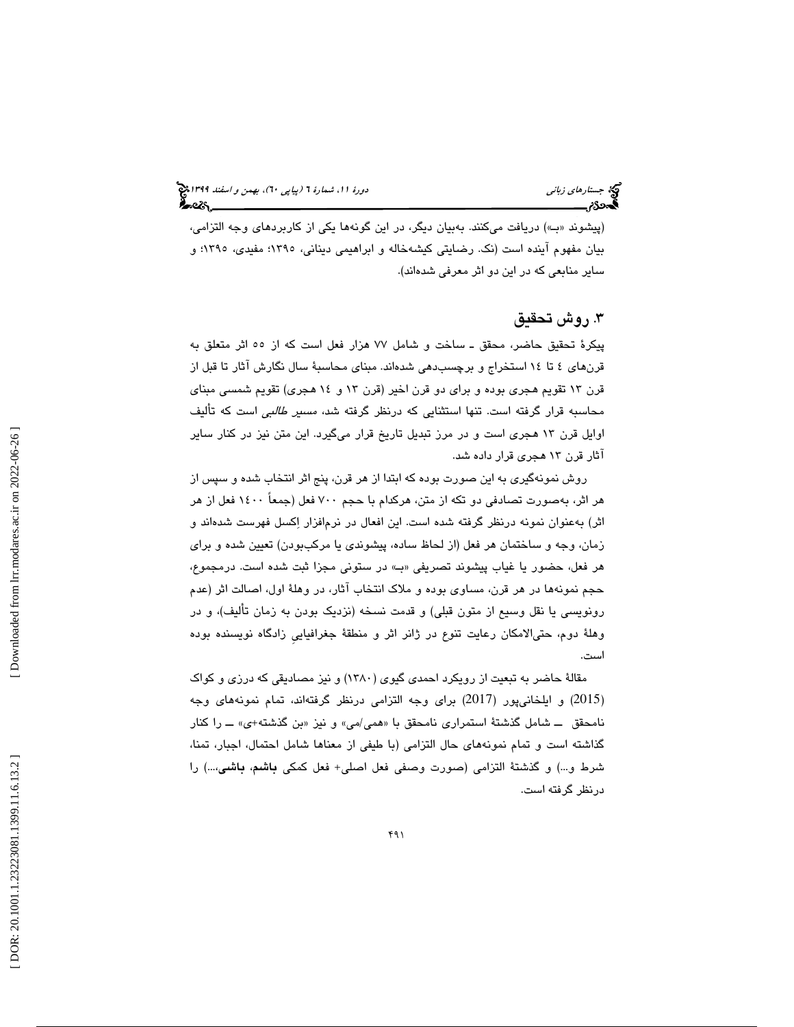(پیشوند «بـ») دریافت می‌کنند. به‌بیان دیگر، در این گونه‌ها یکی از کاربردهای وجه التزامی، بیان مفهوم آینده است (نک. رضایتی کیشه‌خاله و ابراهیمی دینانی، ۱۳۹۵؛ مفیدی، ۱۳۹۵؛ و سایر منابعی که در این دو اثر معرفی شده‌اند).

## ۳. روش تحقیق

پیکرهٔ تحقیق حاضر، محقق ـ ساخت و شامل ۷۷ هزار فعل است که از ۵۵ اثر متعلق به قرن‌های ٤ تا ١٤ استخراج و برچسب‌دهی شده‌اند. مبنای محاسبهٔ سال نگارش آثار تا قبل از قرن ۱۳ تقویم هجری بوده و برای دو قرن اخیر (قرن ۱۳ و ١٤ هجری) تقویم شمسی مبنای محاسبه قرار گرفته است. تنها استثنایی که درنظر گرفته شد، *مسیر طالبی* است که تألیف اوایل قرن ۱۳ هجری است و در مرز تبدیل تاریخ قرار می‌گیرد. این متن نیز در کنار سایر آثار قرن ۱۳ هجری قرار داده شد.

روش نمونه‌گیری به این صورت بوده که ابتدا از هر قرن، پنج اثر انتخاب شده و سپس از هر اثر، به‌صورت تصادفی دو تکه از متن، هرکدام با حجم ۷۰۰ فعل (جمعاً ١٤٠٠ فعل از هر اثر) به‌عنوان نمونه درنظر گرفته شده است. این افعال در نرم‌افزار اِکسل فهرست شده‌اند و زمان، وجه و ساختمان هر فعل (از لحاظ ساده، پیشوندی یا مرکب‌بودن) تعیین شده و برای هر فعل، حضور یا غیاب پیشوند تصریفی «بـ» در ستونی مجزا ثبت شده است. درمجموع، حجم نمونه‌ها در هر قرن، مساوی بوده و ملاک انتخاب آثار، در وهلهٔ اول، اصالت اثر (عدم رونویسی یا نقل وسیع از متون قبلی) و قدمت نسخه (نزدیک بودن به زمان تألیف)، و در وهلهٔ دوم، حتی‌الامکان رعایت تنوع در ژانر اثر و منطقهٔ جغرافیاییِ زادگاه نویسنده بوده است.

مقالهٔ حاضر به تبعیت از رویکرد احمدی گیوی (۱۳۸۰) و نیز مصادیقی که درزی و کواک (2015) و ایلخانی‌پور (2017) برای وجه التزامی درنظر گرفته‌اند، تمام نمونه‌های وجه نامحقق ــ شامل گذشتهٔ استمراری نامحقق با «همی/می» و نیز «بن گذشته+ی» ــ را کنار گذاشته است و تمام نمونه‌های حال التزامی (با طیفی از معناها شامل احتمال، اجبار، تمنا، شرط و...) و گذشتهٔ التزامی (صورت وصفی فعل اصلی+ فعل کمکی **باشم**، **باشی**،...) را درنظر گرفته است.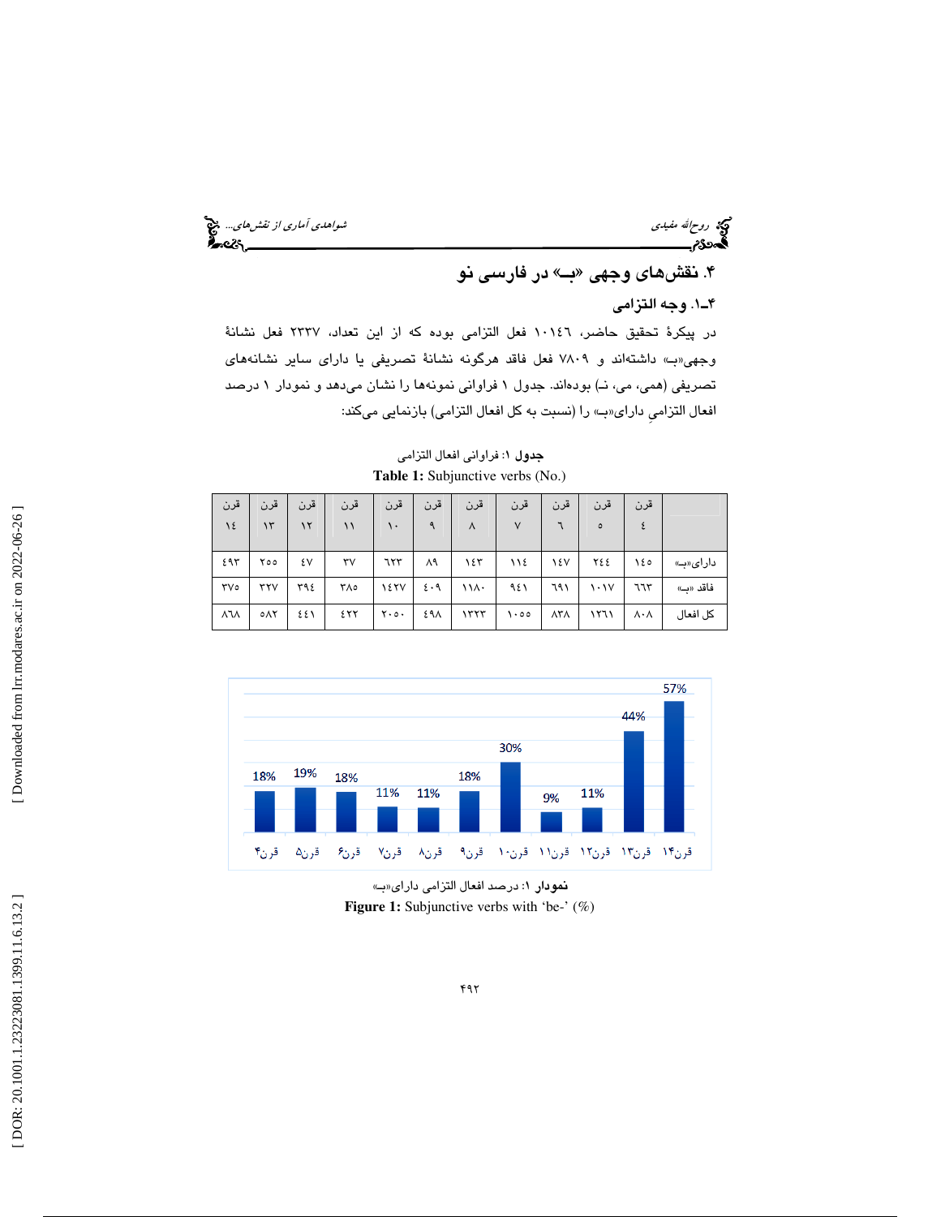## ۴. نقش‌های وجهی «بـ» در فارسی نو

### ۴ـ۱. وجه التزامی

در پیکرهٔ تحقیق حاضر، ۱۰۱٤٦ فعل التزامی بوده که از این تعداد، ۲۳۳۷ فعل نشانهٔ وجهی«بـ» داشته‌اند و ۷۸۰۹ فعل فاقد هرگونه نشانهٔ تصریفی یا دارای سایر نشانه‌های تصریفی (همی، می، نـ) بوده‌اند. جدول ۱ فراوانی نمونه‌ها را نشان می‌دهد و نمودار ۱ درصد افعال التزامیِ دارای«بـ» را (نسبت به کل افعال التزامی) بازنمایی می‌کند:

**جدول ۱**: فراوانی افعال التزامی

**Table 1:** Subjunctive verbs (No.)

| | قرن ٤ | قرن ٥ | قرن ٦ | قرن ٧ | قرن ٨ | قرن ٩ | قرن ١٠ | قرن ١١ | قرن ١٢ | قرن ١٣ | قرن ١٤ |
|---|---|---|---|---|---|---|---|---|---|---|---|
| دارای«بـ» | ١٤٥ | ٢٤٤ | ١٤٧ | ١١٤ | ١٤٣ | ٨٩ | ٦٢٣ | ٣٧ | ٤٧ | ٢٥٥ | ٤٩٣ |
| فاقد «بـ» | ٦٦٣ | ١٠١٧ | ٦٩١ | ٩٤١ | ١١٨٠ | ٤٠٩ | ١٤٢٧ | ٣٨٥ | ٣٩٤ | ٣٢٧ | ٣٧٥ |
| کل افعال | ٨٠٨ | ١٢٦١ | ٨٣٨ | ١٠٥٥ | ١٣٢٣ | ٤٩٨ | ٢٠٥٠ | ٤٢٢ | ٤٤١ | ٥٨٢ | ٨٦٨ |

| قرن۴ | قرن۵ | قرن۶ | قرن۷ | قرن۸ | قرن۹ | قرن۱۰ | قرن۱۱ | قرن۱۲ | قرن۱۳ | قرن۱۴ |
|---|---|---|---|---|---|---|---|---|---|---|
| 18% | 19% | 18% | 11% | 11% | 18% | 30% | 9% | 11% | 44% | 57% |

**نمودار ۱**: درصد افعال التزامی دارای«بـ»

**Figure 1:** Subjunctive verbs with 'be-' (%)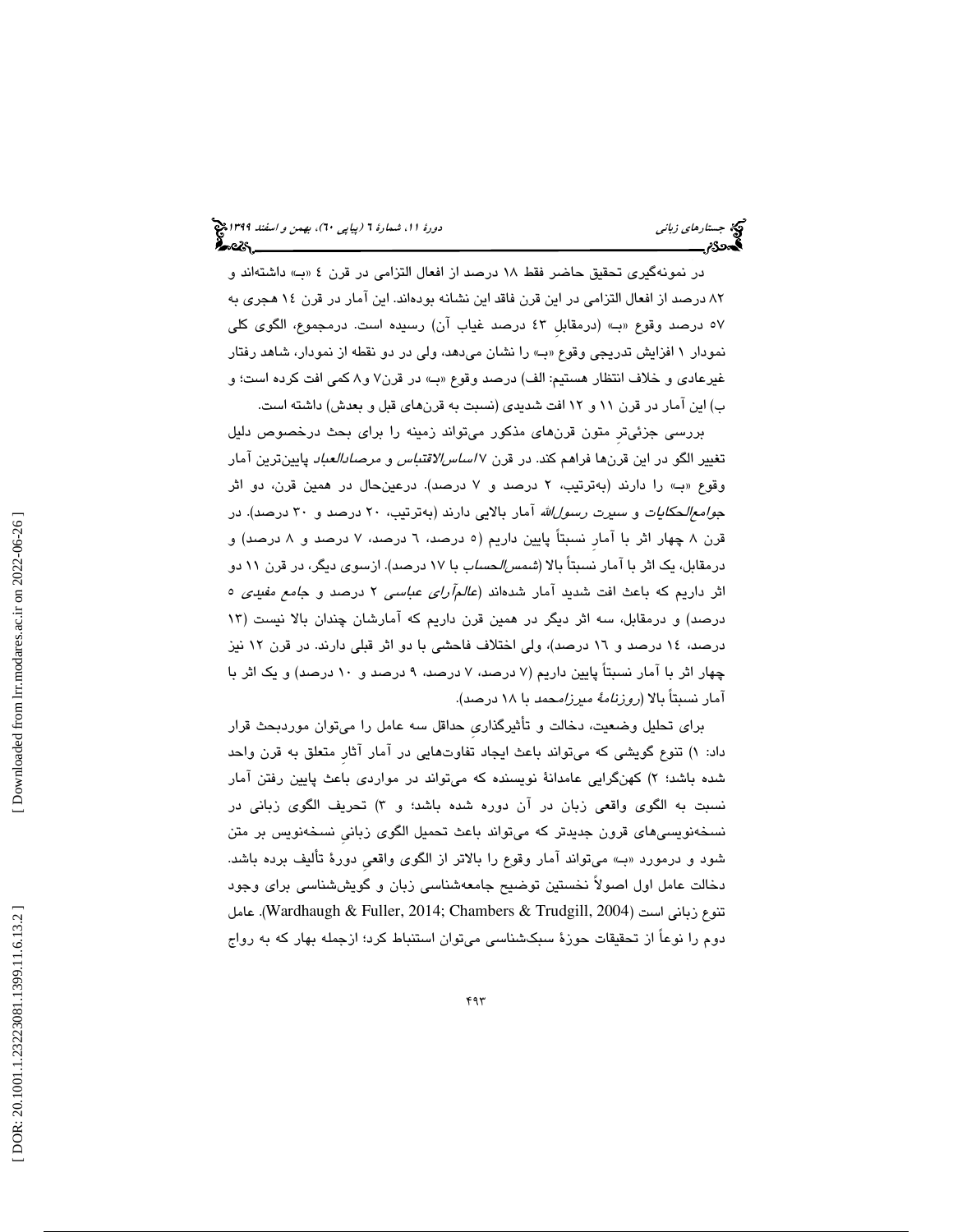در نمونه‌گیری تحقیق حاضر فقط ۱۸ درصد از افعال التزامی در قرن ٤ «بـ» داشته‌اند و ۸۲ درصد از افعال التزامی در این قرن فاقد این نشانه بوده‌اند. این آمار در قرن ١٤ هجری به ۵۷ درصد وقوع «بـ» (درمقابلِ ٤٣ درصد غیاب آن) رسیده است. درمجموع، الگوی کلی نمودار ۱ افزایش تدریجی وقوع «بـ» را نشان می‌دهد، ولی در دو نقطه از نمودار، شاهد رفتار غیرعادی و خلاف انتظار هستیم: الف) درصد وقوع «بـ» در قرن۷ و۸ کمی افت کرده است؛ و ب) این آمار در قرن ۱۱ و ۱۲ افت شدیدی (نسبت به قرن‌های قبل و بعدش) داشته است.

بررسی جزئی‌ترِ متون قرن‌های مذکور می‌تواند زمینه را برای بحث درخصوص دلیل تغییر الگو در این قرن‌ها فراهم کند. در قرن ۷ *اساس‌الاقتباس* و *مرصادالعباد* پایین‌ترین آمار وقوع «بـ» را دارند (به‌ترتیب، ۲ درصد و ۷ درصد). درعین‌حال در همین قرن، دو اثر *جوامع‌الحکایات* و *سیرت رسول‌الله* آمار بالایی دارند (به‌ترتیب، ۲۰ درصد و ۳۰ درصد). در قرن ۸ چهار اثر با آمارِ نسبتاً پایین داریم (۵ درصد، ٦ درصد، ۷ درصد و ۸ درصد) و درمقابل، یک اثر با آمار نسبتاً بالا (*شمس‌الحساب* با ۱۷ درصد). ازسوی دیگر، در قرن ۱۱ دو اثر داریم که باعث افت شدید آمار شده‌اند (*عالم‌آرای عباسی* ۲ درصد و *جامع مفیدی* ۵ درصد) و درمقابل، سه اثر دیگر در همین قرن داریم که آمارشان چندان بالا نیست (۱۳ درصد، ١٤ درصد و ١٦ درصد)، ولی اختلاف فاحشی با دو اثر قبلی دارند. در قرن ۱۲ نیز چهار اثر با آمار نسبتاً پایین داریم (۷ درصد، ۷ درصد، ۹ درصد و ۱۰ درصد) و یک اثر با آمار نسبتاً بالا (*روزنامهٔ میرزامحمد* با ۱۸ درصد).

برای تحلیل وضعیت، دخالت و تأثیرگذاریِ حداقل سه عامل را می‌توان موردبحث قرار داد: ۱) تنوع گویشی که می‌تواند باعث ایجاد تفاوت‌هایی در آمار آثارِ متعلق به قرن واحد شده باشد؛ ۲) کهن‌گرایی عامدانهٔ نویسنده که می‌تواند در مواردی باعث پایین رفتن آمار نسبت به الگوی واقعی زبان در آن دوره شده باشد؛ و ۳) تحریف الگوی زبانی در نسخه‌نویسی‌های قرون جدیدتر که می‌تواند باعث تحمیل الگوی زبانیِ نسخه‌نویس بر متن شود و درمورد «بـ» می‌تواند آمار وقوع را بالاتر از الگوی واقعیِ دورهٔ تألیف برده باشد. دخالت عامل اول اصولاً نخستین توضیح جامعه‌شناسی زبان و گویش‌شناسی برای وجود تنوع زبانی است (Wardhaugh & Fuller, 2014; Chambers & Trudgill, 2004). عامل دوم را نوعاً از تحقیقات حوزهٔ سبک‌شناسی می‌توان استنباط کرد؛ ازجمله بهار که به رواج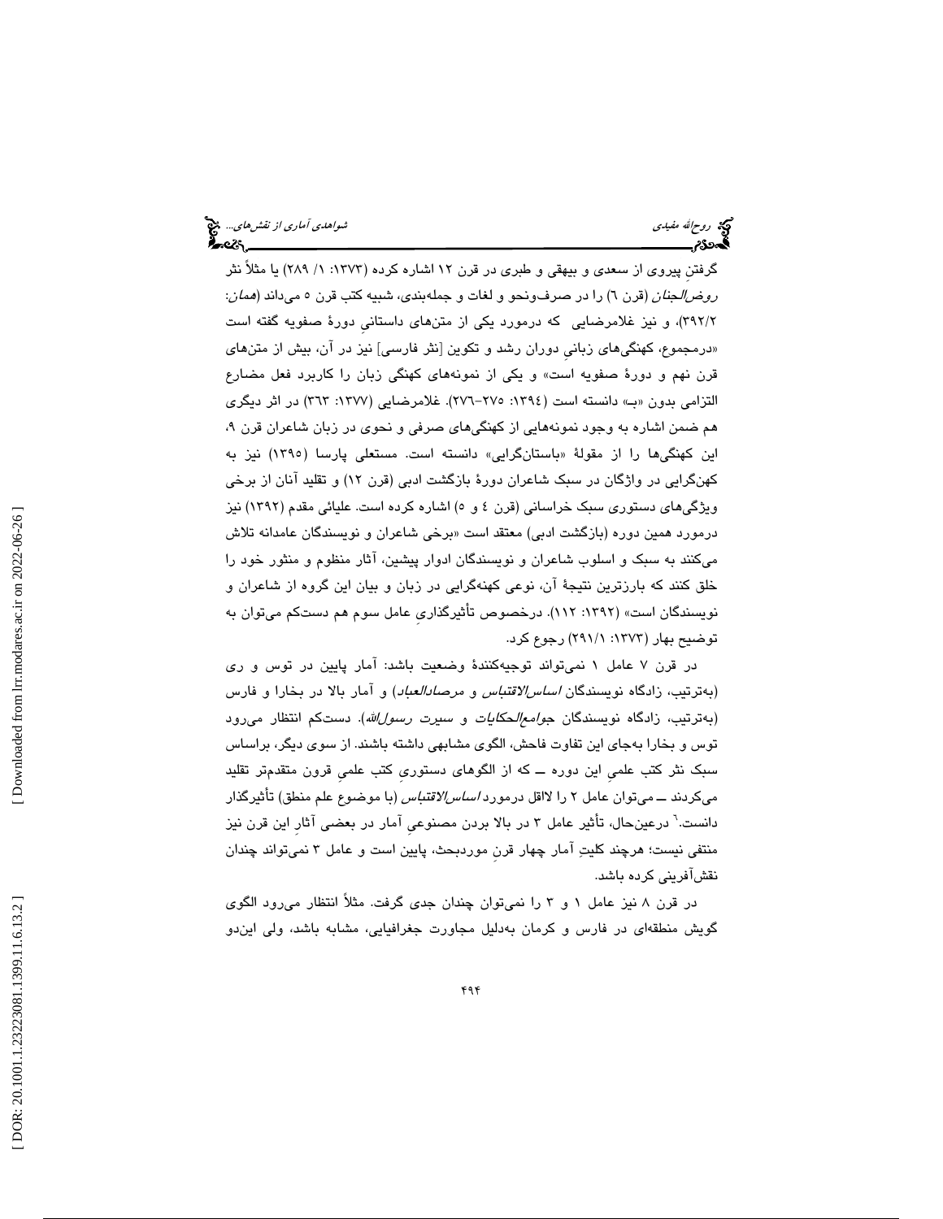گرفتنِ پیروی از سعدی و بیهقی و طبری در قرن ۱۲ اشاره کرده (۱۳۷۳: ۱/ ۲۸۹) یا مثلاً نثر *روض‌الجنان* (قرن ٦) را در صرف‌ونحو و لغات و جمله‌بندی، شبیه کتب قرن ٥ می‌داند (*همان*: ۳۹۲/۲)، و نیز غلامرضایی که درمورد یکی از متن‌های داستانیِ دورهٔ صفویه گفته است «درمجموع، کهنگی‌های زبانیِ دوران رشد و تکوین [نثر فارسی] نیز در آن، بیش از متن‌های قرن نهم و دورهٔ صفویه است» و یکی از نمونه‌های کهنگی زبان را کاربرد فعل مضارع التزامی بدون «بـ» دانسته است (۱۳۹٤: ۲۷٥-۲۷٦). غلامرضایی (۱۳۷۷: ۳٦۳) در اثر دیگری هم ضمن اشاره به وجود نمونه‌هایی از کهنگی‌های صرفی و نحوی در زبان شاعران قرن ۹، این کهنگی‌ها را از مقولهٔ «باستان‌گرایی» دانسته است. مستعلی پارسا (۱۳۹٥) نیز به کهن‌گرایی در واژگان در سبک شاعران دورهٔ بازگشت ادبی (قرن ۱۲) و تقلید آنان از برخی ویژگی‌های دستوری سبک خراسانی (قرن ٤ و ٥) اشاره کرده است. علیائی مقدم (۱۳۹۲) نیز درمورد همین دوره (بازگشت ادبی) معتقد است «برخی شاعران و نویسندگان عامدانه تلاش می‌کنند به سبک و اسلوب شاعران و نویسندگان ادوار پیشین، آثار منظوم و منثور خود را خلق کنند که بارزترین نتیجهٔ آن، نوعی کهنه‌گرایی در زبان و بیان این گروه از شاعران و نویسندگان است» (۱۳۹۲: ۱۱۲). درخصوص تأثیرگذاریِ عامل سوم هم دست‌کم می‌توان به توضیح بهار (۱۳۷۳: ۲۹۱/۱) رجوع کرد.

در قرن ۷ عامل ۱ نمی‌تواند توجیه‌کنندهٔ وضعیت باشد: آمار پایین در توس و ری (به‌ترتیب، زادگاه نویسندگان *اساس‌الاقتباس* و *مرصادالعباد*) و آمار بالا در بخارا و فارس (به‌ترتیب، زادگاه نویسندگان *جوامع‌الحکایات* و *سیرت رسول‌الله*). دست‌کم انتظار می‌رود توس و بخارا به‌جای این تفاوت فاحش، الگوی مشابهی داشته باشند. از سوی دیگر، براساس سبک نثر کتب علمیِ این دوره ــ که از الگوهای دستوریِ کتب علمیِ قرون متقدم‌تر تقلید می‌کردند ــ می‌توان عامل ۲ را لااقل درمورد *اساس‌الاقتباس* (با موضوع علم منطق) تأثیرگذار دانست.[٦] درعین‌حال، تأثیر عامل ۳ در بالا بردن مصنوعیِ آمار در بعضی آثارِ این قرن نیز منتفی نیست؛ هرچند کلیتِ آمار چهار قرنِ موردبحث، پایین است و عامل ۳ نمی‌تواند چندان نقش‌آفرینی کرده باشد.

در قرن ۸ نیز عامل ۱ و ۳ را نمی‌توان چندان جدی گرفت. مثلاً انتظار می‌رود الگوی گویش منطقه‌ای در فارس و کرمان به‌دلیل مجاورت جغرافیایی، مشابه باشد، ولی این‌دو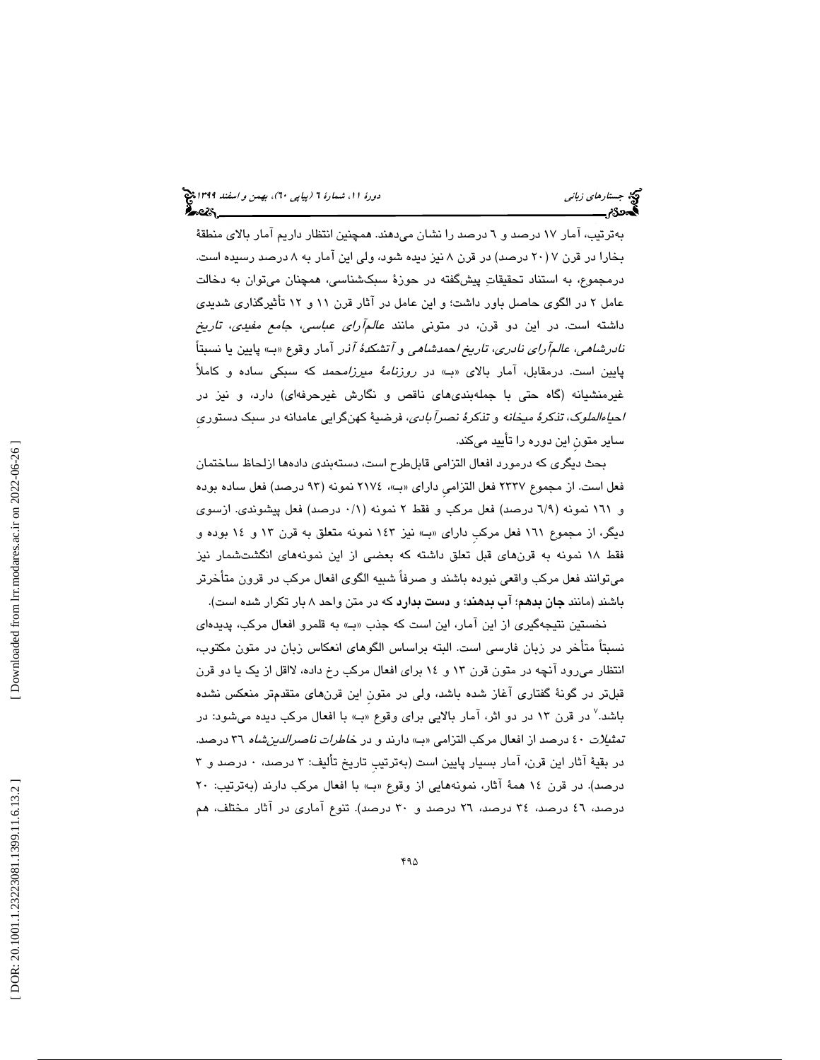به‌ترتیب، آمار ۱۷ درصد و ٦ درصد را نشان می‌دهند. همچنین انتظار داریم آمار بالای منطقهٔ بخارا در قرن ۷ (۲۰ درصد) در قرن ۸ نیز دیده شود، ولی این آمار به ۸ درصد رسیده است. درمجموع، به استناد تحقیقاتِ پیش‌گفته در حوزهٔ سبک‌شناسی، همچنان می‌توان به دخالت عامل ۲ در الگوی حاصل باور داشت؛ و این عامل در آثار قرن ۱۱ و ۱۲ تأثیرگذاری شدیدی داشته است. در این دو قرن، در متونی مانند *عالم‌آرای عباسی*، *جامع مفیدی*، *تاریخ نادرشاهی*، *عالم‌آرای نادری*، *تاریخ احمدشاهی* و *آتشکدهٔ آذر* آمار وقوع «بـ» پایین یا نسبتاً پایین است. درمقابل، آمار بالای «بـ» در *روزنامهٔ میرزامحمد* که سبکی ساده و کاملاً غیرمنشیانه (گاه حتی با جمله‌بندی‌های ناقص و نگارش غیرحرفه‌ای) دارد، و نیز در *احیاءالملوک*، *تذکرهٔ میخانه* و *تذکرهٔ نصرآبادی*، فرضیهٔ کهن‌گرایی عامدانه در سبک دستوریِ سایر متونِ این دوره را تأیید می‌کند.

بحث دیگری که درمورد افعال التزامی قابل‌طرح است، دسته‌بندی داده‌ها ازلحاظ ساختمان فعل است. از مجموع ۲۳۳۷ فعل التزامیِ دارای «بـ»، ۲۱۷٤ نمونه (۹۳ درصد) فعل ساده بوده و ۱٦۱ نمونه (٦/۹ درصد) فعل مرکب و فقط ۲ نمونه (۰/۱ درصد) فعل پیشوندی. ازسوی دیگر، از مجموع ۱٦۱ فعل مرکبِ دارای «بـ» نیز ۱٤۳ نمونه متعلق به قرن ۱۳ و ۱٤ بوده و فقط ۱۸ نمونه به قرن‌های قبل تعلق داشته که بعضی از این نمونه‌های انگشت‌شمار نیز می‌توانند فعل مرکب واقعی نبوده باشند و صرفاً شبیه الگوی افعال مرکب در قرون متأخرتر باشند (مانند **جان بدهم**؛ **آب بدهند**؛ و **دست بدارد** که در متن واحد ۸ بار تکرار شده است).

نخستین نتیجه‌گیری از این آمار، این است که جذب «بـ» به قلمرو افعال مرکب، پدیده‌ای نسبتاً متأخر در زبان فارسی است. البته براساس الگوهای انعکاس زبان در متون مکتوب، انتظار می‌رود آنچه در متون قرن ۱۳ و ۱٤ برای افعال مرکب رخ داده، لااقل از یک یا دو قرن قبل‌تر در گونهٔ گفتاری آغاز شده باشد، ولی در متونِ این قرن‌های متقدم‌تر منعکس نشده باشد.[۷] در قرن ۱۳ در دو اثر، آمار بالایی برای وقوع «بـ» با افعال مرکب دیده می‌شود: در *تمثیلات* ٤۰ درصد از افعال مرکب التزامی «بـ» دارند و در *خاطرات ناصرالدین‌شاه* ۳٦ درصد. در بقیهٔ آثار این قرن، آمار بسیار پایین است (به‌ترتیبِ تاریخ تألیف: ۳ درصد، ۰ درصد و ۳ درصد). در قرن ۱٤ همهٔ آثار، نمونه‌هایی از وقوع «بـ» با افعال مرکب دارند (به‌ترتیب: ۲۰ درصد، ٤٦ درصد، ۳٤ درصد، ۲٦ درصد و ۳۰ درصد). تنوع آماری در آثار مختلف، هم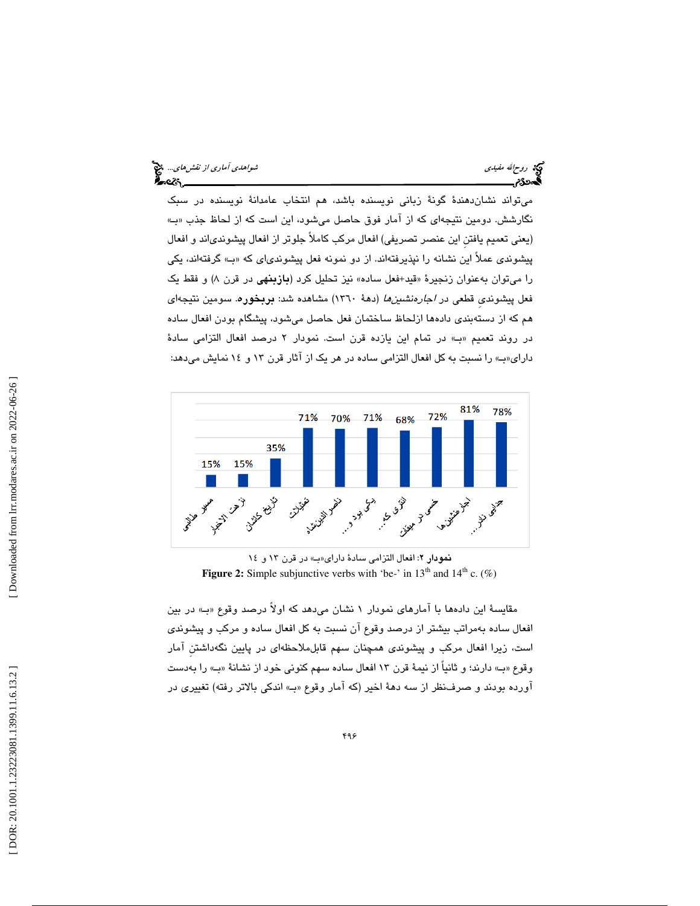می‌تواند نشان‌دهندهٔ گونهٔ زبانی نویسنده باشد، هم انتخاب عامدانهٔ نویسنده در سبک نگارشش. دومین نتیجه‌ای که از آمار فوق حاصل می‌شود، این است که از لحاظ جذب «بـ» (یعنی تعمیم یافتنِ این عنصر تصریفی) افعال مرکب کاملاً جلوتر از افعال پیشوندی‌اند و افعال پیشوندی عملاً این نشانه را نپذیرفته‌اند. از دو نمونه فعل پیشوندی‌ای که «بـ» گرفته‌اند، یکی را می‌توان به‌عنوان زنجیرهٔ «قید+فعل ساده» نیز تحلیل کرد (**بازبنهی** در قرن ۸) و فقط یک فعل پیشوندیِ قطعی در *اجاره‌نشین‌ها* (دههٔ ۱۳۶۰) مشاهده شد: **بربخوره**. سومین نتیجه‌ای هم که از دسته‌بندی داده‌ها ازلحاظ ساختمان فعل حاصل می‌شود، پیشگام بودن افعال ساده در روند تعمیم «بـ» در تمام این یازده قرن است. نمودار ۲ درصد افعال التزامی سادهٔ دارای«بـ» را نسبت به کل افعال التزامی ساده در هر یک از آثار قرن ۱۳ و ۱۴ نمایش می‌دهد:

| اثر | درصد |
|---|---|
| مسیر طالبی | 15% |
| نزهت الاخبار | 15% |
| تاریخ کاشان | 35% |
| تمثیلات | 71% |
| ناصرالدین‌شاه | 70% |
| یکی بود و... | 71% |
| انتری که... | 68% |
| خسی در میقات | 72% |
| اجاره‌نشین‌ها | 81% |
| جدایی نادر... | 78% |

**نمودار ۲**: افعال التزامی سادهٔ دارای«بـ» در قرن ۱۳ و ۱۴

**Figure 2:** Simple subjunctive verbs with 'be-' in 13th and 14th c. (%)

مقایسهٔ این داده‌ها با آمارهای نمودار ۱ نشان می‌دهد که اولاً درصد وقوع «بـ» در بین افعال ساده به‌مراتب بیشتر از درصد وقوع آن نسبت به کل افعال ساده و مرکب و پیشوندی است، زیرا افعال مرکب و پیشوندی همچنان سهم قابل‌ملاحظه‌ای در پایین نگه‌داشتنِ آمار وقوع «بـ» دارند؛ و ثانیاً از نیمهٔ قرن ۱۳ افعال ساده سهم کنونی خود از نشانهٔ «بـ» را به‌دست آورده بودند و صرف‌نظر از سه دههٔ اخیر (که آمار وقوع «بـ» اندکی بالاتر رفته) تغییری در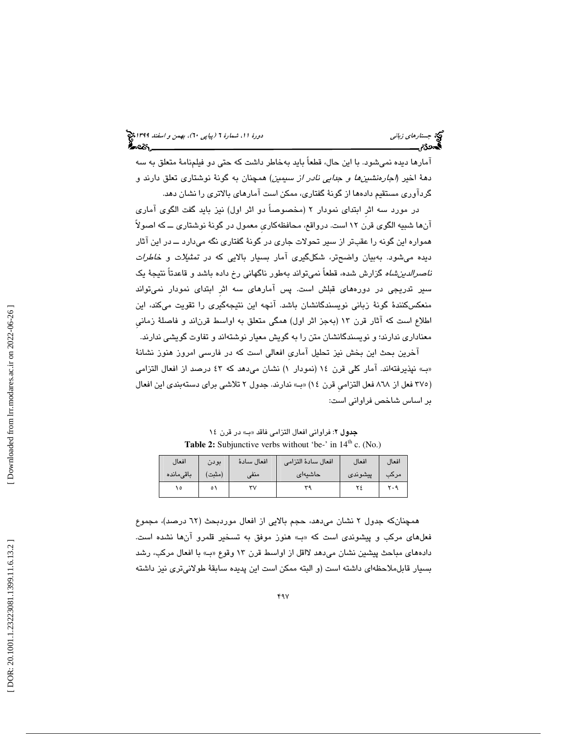آمارها دیده نمی‌شود. با این حال، قطعاً باید به‌خاطر داشت که حتی دو فیلم‌نامهٔ متعلق به سه دههٔ اخیر (*اجاره‌نشین‌ها* و *جدایی نادر از سیمین*) همچنان به گونهٔ نوشتاری تعلق دارند و گردآوری مستقیم داده‌ها از گونهٔ گفتاری، ممکن است آمارهای بالاتری را نشان دهد.

در مورد سه اثرِ ابتدای نمودار ۲ (مخصوصاً دو اثر اول) نیز باید گفت الگوی آماری آن‌ها شبیه الگوی قرن ۱۲ است. درواقع، محافظه‌کاریِ معمول در گونهٔ نوشتاری ــ که اصولاً همواره این گونه را عقب‌تر از سیر تحولات جاری در گونهٔ گفتاری نگه می‌دارد ــ در این آثار دیده می‌شود. به‌بیان واضح‌تر، شکل‌گیری آمار بسیار بالایی که در *تمثیلات* و *خاطرات ناصرالدین‌شاه* گزارش شده، قطعاً نمی‌تواند به‌طور ناگهانی رخ داده باشد و قاعدتاً نتیجهٔ یک سیر تدریجی در دوره‌های قبلش است. پس آمارهای سه اثرِ ابتدای نمودار نمی‌تواند منعکس‌کنندهٔ گونهٔ زبانی نویسندگانشان باشد. آنچه این نتیجه‌گیری را تقویت می‌کند، این اطلاع است که آثار قرن ۱۳ (به‌جز اثر اول) همگی متعلق به اواسط قرن‌اند و فاصلهٔ زمانیِ معناداری ندارند؛ و نویسندگانشان متن را به گویش معیار نوشته‌اند و تفاوت گویشی ندارند.

آخرین بحث این بخش نیز تحلیل آماریِ افعالی است که در فارسی امروز هنوز نشانهٔ «بـ» نپذیرفته‌اند. آمار کلی قرن ۱۴ (نمودار ۱) نشان می‌دهد که ٤۳ درصد از افعال التزامی (۳۷٥ فعل از ۸٦۸ فعل التزامیِ قرن ١٤) «بـ» ندارند. جدول ۲ تلاشی برای دسته‌بندی این افعال بر اساس شاخص فراوانی است:

**جدول ۲**: فراوانی افعال التزامی فاقد «بـ» در قرن ١٤

**Table 2:** Subjunctive verbs without 'be-' in $14^{th}$ c. (No.)

| افعال مرکب | افعال پیشوندی | افعال سادهٔ التزامی حاشیه‌ای | افعال سادهٔ منفی | بودن (مثبت) | افعال باقی‌مانده |
|---|---|---|---|---|---|
| ۲۰۹ | ۲٤ | ۳۹ | ۳۷ | ٥۱ | ۱٥ |

همچنان‌که جدول ۲ نشان می‌دهد، حجم بالایی از افعال موردبحث (٦۲ درصد)، مجموع فعل‌های مرکب و پیشوندی است که «بـ» هنوز موفق به تسخیر قلمرو آن‌ها نشده است. داده‌های مباحث پیشین نشان می‌دهد لااقل از اواسط قرن ۱۳ وقوع «بـ» با افعال مرکب، رشد بسیار قابل‌ملاحظه‌ای داشته است (و البته ممکن است این پدیده سابقهٔ طولانی‌تری نیز داشته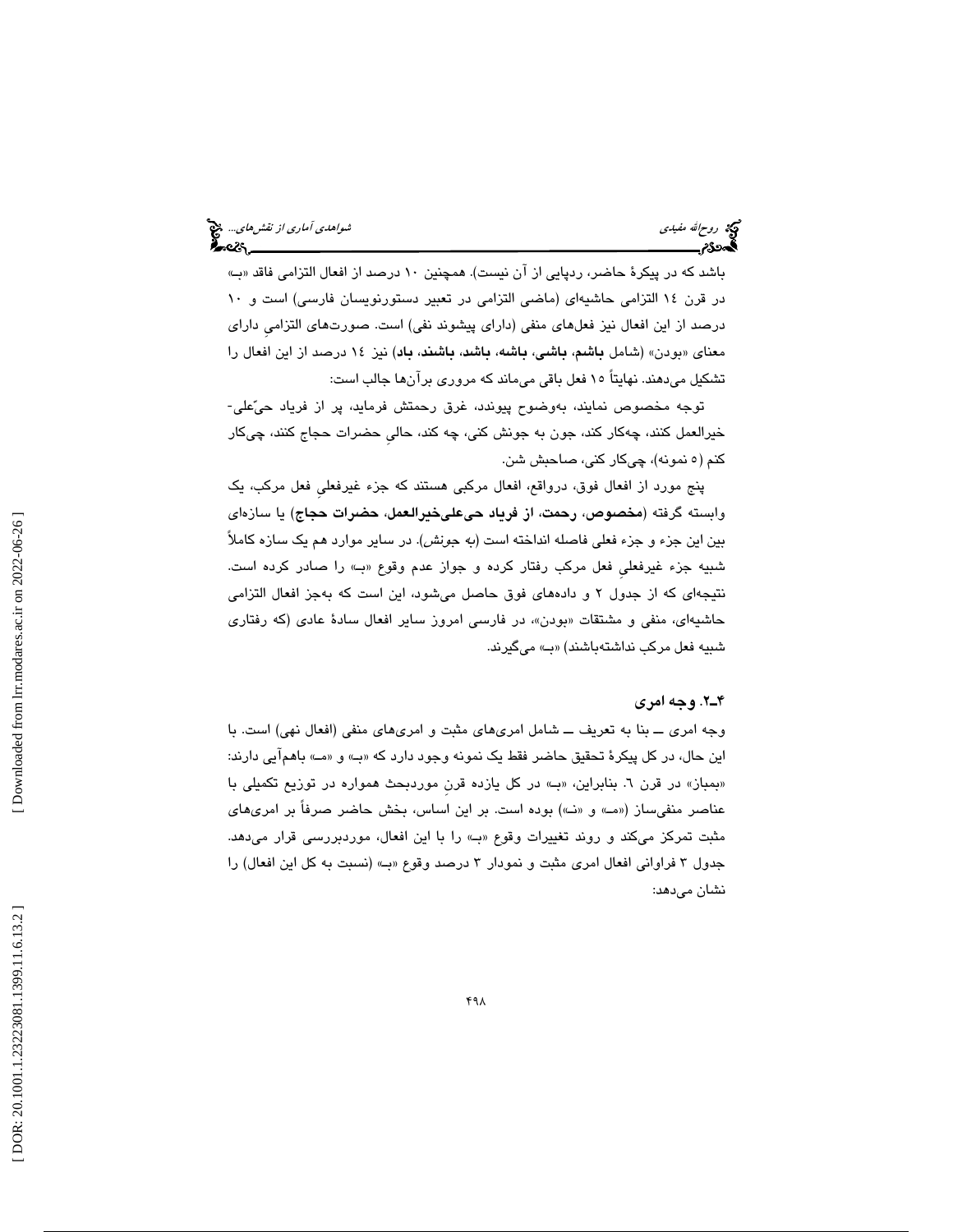باشد که در پیکرهٔ حاضر، ردپایی از آن نیست). همچنین ۱۰ درصد از افعال التزامی فاقد «بـ» در قرن ١٤ التزامی حاشیه‌ای (ماضی التزامی در تعبیر دستورنویسان فارسی) است و ۱۰ درصد از این افعال نیز فعل‌های منفی (دارای پیشوند نفی) است. صورت‌های التزامیِ دارای معنای «بودن» (شامل **باشم**، **باشی**، **باشه**، **باشد**، **باشند**، **باد**) نیز ١٤ درصد از این افعال را تشکیل می‌دهند. نهایتاً ۱۵ فعل باقی می‌ماند که مروری برآن‌ها جالب است:

توجه مخصوص نمایند، به‌وضوح پیوندد، غرق رحمتش فرماید، پر از فریاد حیّعلی-خیرالعمل کنند، چه‌کار کند، جون به جونش کنی، چه کند، حالیِ حضرات حجاج کنند، چی‌کار کنم (٥ نمونه)، چی‌کار کنی، صاحبش شن.

پنج مورد از افعال فوق، درواقع، افعال مرکبی هستند که جزء غیرفعلیِ فعل مرکب، یک وابسته گرفته (**مخصوص**، **رحمت**، **از فریاد حی‌علی‌خیرالعمل**، **حضرات حجاج**) یا سازه‌ای بین این جزء و جزء فعلی فاصله انداخته است (*به جونش*). در سایر موارد هم یک سازه کاملاً شبیه جزء غیرفعلیِ فعل مرکب رفتار کرده و جواز عدم وقوع «بـ» را صادر کرده است. نتیجه‌ای که از جدول ۲ و داده‌های فوق حاصل می‌شود، این است که به‌جز افعال التزامی حاشیه‌ای، منفی و مشتقات «بودن»، در فارسی امروز سایر افعال سادهٔ عادی (که رفتاری شبیه فعل مرکب نداشته‌باشند) «بـ» می‌گیرند.

### ۴ـ۲. وجه امری

وجه امری ــ بنا به تعریف ــ شامل امری‌های مثبت و امری‌های منفی (افعال نهی) است. با این حال، در کل پیکرهٔ تحقیق حاضر فقط یک نمونه وجود دارد که «بـ» و «مـ» باهم‌آیی دارند: «بمباز» در قرن ٦. بنابراین، «بـ» در کل یازده قرنِ موردبحث همواره در توزیع تکمیلی با عناصر منفی‌ساز («مـ» و «نـ») بوده است. بر این اساس، بخش حاضر صرفاً بر امری‌های مثبت تمرکز می‌کند و روند تغییرات وقوع «بـ» را با این افعال، موردبررسی قرار می‌دهد. جدول ۳ فراوانی افعال امری مثبت و نمودار ۳ درصد وقوع «بـ» (نسبت به کل این افعال) را نشان می‌دهد: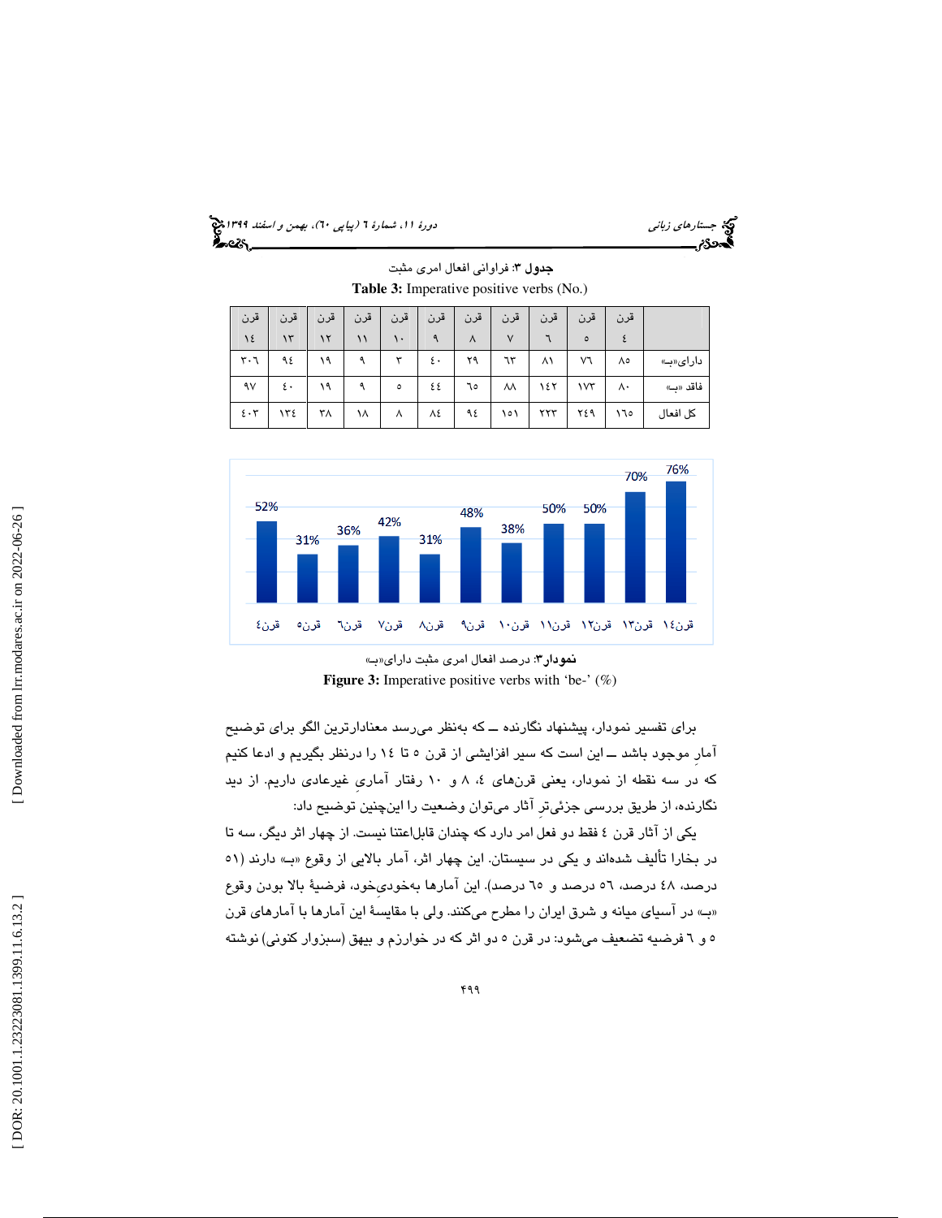**جدول ۳:** فراوانی افعال امری مثبت

**Table 3:** Imperative positive verbs (No.)

| | قرن ٤ | قرن ٥ | قرن ٦ | قرن ٧ | قرن ٨ | قرن ٩ | قرن ١٠ | قرن ١١ | قرن ١٢ | قرن ١٣ | قرن ١٤ |
|---|---|---|---|---|---|---|---|---|---|---|---|
| دارای«بـ» | ٨٥ | ٧٦ | ٨١ | ٦٣ | ٢٩ | ٤٠ | ٣ | ٩ | ١٩ | ٩٤ | ٣٠٦ |
| فاقد «بـ» | ٨٠ | ١٧٣ | ١٤٢ | ٨٨ | ٦٥ | ٤٤ | ٥ | ٩ | ١٩ | ٤٠ | ٩٧ |
| کل افعال | ١٦٥ | ٢٤٩ | ٢٢٣ | ١٥١ | ٩٤ | ٨٤ | ٨ | ١٨ | ٣٨ | ١٣٤ | ٤٠٣ |

| قرن٤ | قرن٥ | قرن٦ | قرن٧ | قرن٨ | قرن٩ | قرن١٠ | قرن١١ | قرن١٢ | قرن١٣ | قرن١٤ |
|---|---|---|---|---|---|---|---|---|---|---|
| 52% | 31% | 36% | 42% | 31% | 48% | 38% | 50% | 50% | 70% | 76% |

**نمودار۳:** درصد افعال امری مثبت دارای«بـ»

**Figure 3:** Imperative positive verbs with 'be-' (%)

برای تفسیر نمودار، پیشنهاد نگارنده ــ که به‌نظر می‌رسد معنادارترین الگو برای توضیح آمارِ موجود باشد ــ این است که سیر افزایشی از قرن ٥ تا ١٤ را درنظر بگیریم و ادعا کنیم که در سه نقطه از نمودار، یعنی قرن‌های ٤، ٨ و ١٠ رفتار آماریِ غیرعادی داریم. از دید نگارنده، از طریق بررسی جزئی‌ترِ آثار می‌توان این‌چنین وضعیت را این‌چنین توضیح داد:

یکی از آثار قرن ٤ فقط دو فعل امر دارد که چندان قابل‌اعتنا نیست. از چهار اثر دیگر، سه تا در بخارا تألیف شده‌اند و یکی در سیستان. این چهار اثر، آمار بالایی از وقوع «بـ» دارند (٥١ درصد، ٤٨ درصد، ٥٦ درصد و ٦٥ درصد). این آمارها به‌خودیِ‌خود، فرضیهٔ بالا بودن وقوع «بـ» در آسیای میانه و شرق ایران را مطرح می‌کنند. ولی با مقایسهٔ این آمارها با آمارهای قرن ٥ و ٦ فرضیه تضعیف می‌شود: در قرن ٥ دو اثر که در خوارزم و بیهق (سبزوار کنونی) نوشته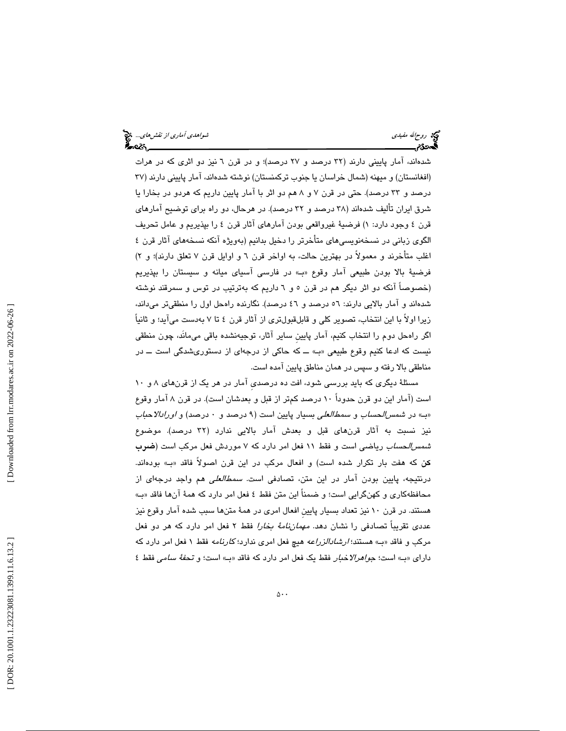شده‌اند، آمار پایینی دارند (۳۲ درصد و ۲۷ درصد)؛ و در قرن ٦ نیز دو اثری که در هرات (افغانستان) و میهنه (شمال خراسان یا جنوب ترکمنستان) نوشته شده‌اند، آمار پایینی دارند (۳۷ درصد و ۳۳ درصد). حتی در قرن ۷ و ۸ هم دو اثر با آمار پایین داریم که هردو در بخارا یا شرق ایران تألیف شده‌اند (۳۸ درصد و ۳۲ درصد). در هرحال، دو راه برای توضیح آمارهای قرن ٤ وجود دارد: ۱) فرضیهٔ غیرواقعی بودن آمارهای آثار قرن ٤ را بپذیریم و عامل تحریف الگوی زبانی در نسخه‌نویسی‌های متأخرتر را دخیل بدانیم (به‌ویژه آنکه نسخه‌های آثار قرن ٤ اغلب متأخرند و معمولاً در بهترین حالت، به اواخر قرن ٦ و اوایل قرن ۷ تعلق دارند)؛ و ۲) فرضیهٔ بالا بودن طبیعی آمار وقوع «بـ» در فارسی آسیای میانه و سیستان را بپذیریم (خصوصاً آنکه دو اثر دیگر هم در قرن ٥ و ٦ داریم که به‌ترتیب در توس و سمرقند نوشته شده‌اند و آمار بالایی دارند: ٥٦ درصد و ٤٦ درصد). نگارنده راه‌حل اول را منطقی‌تر می‌داند، زیرا اولاً با این انتخاب، تصویر کلی و قابل‌قبول‌تری از آثار قرن ٤ تا ۷ به‌دست می‌آید؛ و ثانیاً اگر راه‌حل دوم را انتخاب کنیم، آمار پایینِ سایر آثار، توجیه‌نشده باقی می‌مانَد، چون منطقی نیست که ادعا کنیم وقوع طبیعی «بـ» ــ که حاکی از درجه‌ای از دستوری‌شدگی است ــ در مناطقی بالا رفته و سپس در همان مناطق پایین آمده است.

مسئلهٔ دیگری که باید بررسی شود، افت ده درصدیِ آمار در هر یک از قرن‌های ۸ و ۱۰ است (آمار این دو قرن حدوداً ۱۰ درصد کم‌تر از قبل و بعدشان است). در قرن ۸ آمار وقوع «بـ» در *شمس‌الحساب* و *سمط‌العلی* بسیار پایین است (۹ درصد و ۰ درصد) و *اورادالاحباب* نیز نسبت به آثار قرن‌های قبل و بعدش آمار بالایی ندارد (۳۲ درصد). موضوع *شمس‌الحساب* ریاضی است و فقط ۱۱ فعل امر دارد که ۷ موردش فعل مرکب است (**ضرب کن** که هفت بار تکرار شده است) و افعال مرکب در این قرن اصولاً فاقد «بـ» بوده‌اند. درنتیجه، پایین بودن آمار در این متن، تصادفی است. *سمط‌العلی* هم واجد درجه‌ای از محافظه‌کاری و کهن‌گرایی است؛ و ضمناً این متن فقط ٤ فعل امر دارد که همهٔ آن‌ها فاقد «بـ» هستند. در قرن ۱۰ نیز تعداد بسیار پایینِ افعال امری در همهٔ متن‌ها سبب شده آمار وقوع نیز عددی تقریباً تصادفی را نشان دهد. *مهمان‌نامهٔ بخارا* فقط ۲ فعل امر دارد که هر دو فعل مرکب و فاقد «بـ» هستند؛ *ارشادالزراعه* هیچ فعل امری ندارد؛ *کارنامه* فقط ۱ فعل امر دارد که دارای «بـ» است؛ *جواهرالاخبار* فقط یک فعل امر دارد که فاقد «بـ» است؛ و *تحفهٔ سامی* فقط ٤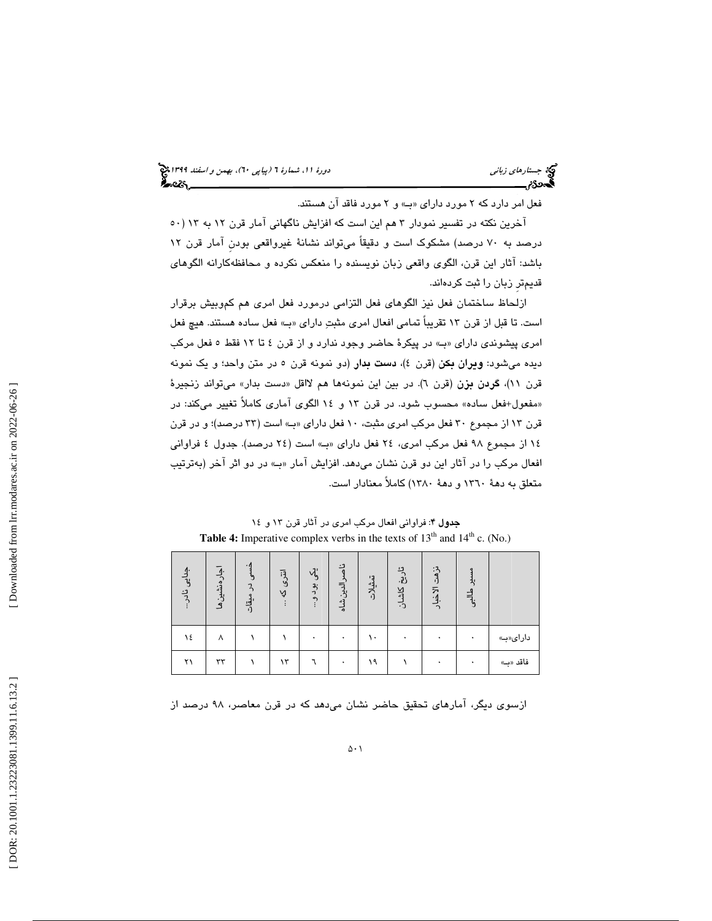فعل امر دارد که ۲ مورد دارای «بـ» و ۲ مورد فاقد آن هستند.

آخرین نکته در تفسیر نمودار ۳ هم این است که افزایش ناگهانی آمار قرن ۱۲ به ۱۳ (۵۰ درصد به ۷۰ درصد) مشکوک است و دقیقاً می‌تواند نشانهٔ غیرواقعی بودنِ آمار قرن ۱۲ باشد: آثار این قرن، الگوی واقعی زبان نویسنده را منعکس نکرده و محافظه‌کارانه الگوهای قدیم‌ترِ زبان را ثبت کرده‌اند.

ازلحاظ ساختمان فعل نیز الگوهای فعل التزامی درمورد فعل امری هم کم‌وبیش برقرار است. تا قبل از قرن ۱۳ تقریباً تمامی افعال امری مثبتِ دارای «بـ» فعل ساده هستند. هیچ فعل امری پیشوندی دارای «بـ» در پیکرهٔ حاضر وجود ندارد و از قرن ٤ تا ۱۲ فقط ٥ فعل مرکب دیده می‌شود: **ویران بکن** (قرن ٤)، **دست بدار** (دو نمونه قرن ٥ در متن واحد؛ و یک نمونه قرن ۱۱)، **گردن بزن** (قرن ٦). در بین این نمونه‌ها هم لااقل «دست بدار» می‌تواند زنجیرهٔ «مفعول+فعل ساده» محسوب شود. در قرن ۱۳ و ۱٤ الگوی آماری کاملاً تغییر می‌کند: در قرن ۱۳ از مجموع ۳۰ فعل مرکب امری مثبت، ۱۰ فعل دارای «بـ» است (۳۳ درصد)؛ و در قرن ۱٤ از مجموع ۹۸ فعل مرکب امری، ۲٤ فعل دارای «بـ» است (۲٤ درصد). جدول ٤ فراوانی افعال مرکب را در آثار این دو قرن نشان می‌دهد. افزایش آمار «بـ» در دو اثر آخر (به‌ترتیب متعلق به دههٔ ۱۳٦۰ و دههٔ ۱۳۸۰) کاملاً معنادار است.

**جدول ۴**: فراوانی افعال مرکب امری در آثار قرن ۱۳ و ۱٤

**Table 4:** Imperative complex verbs in the texts of 13th and 14th c. (No.)

| | مسیر طالبی | نزهت الاخبار | تاریخ کاشان | تمثیلات | ناصرالدین‌شاه | یکی بود و... | انتری که... | حسنی در میقات | اجاره‌نشین‌ها | جنایی نادر... |
|---|---|---|---|---|---|---|---|---|---|---|
| دارای «بـ» | ۰ | ۰ | ۰ | ۱۰ | ۰ | ۰ | ۱ | ۱ | ۸ | ۱٤ |
| فاقد «بـ» | ۰ | ۰ | ۱ | ۱۹ | ۰ | ٦ | ۱۳ | ۱ | ۳۳ | ۲۱ |

ازسوی دیگر، آمارهای تحقیق حاضر نشان می‌دهد که در قرن معاصر، ۹۸ درصد از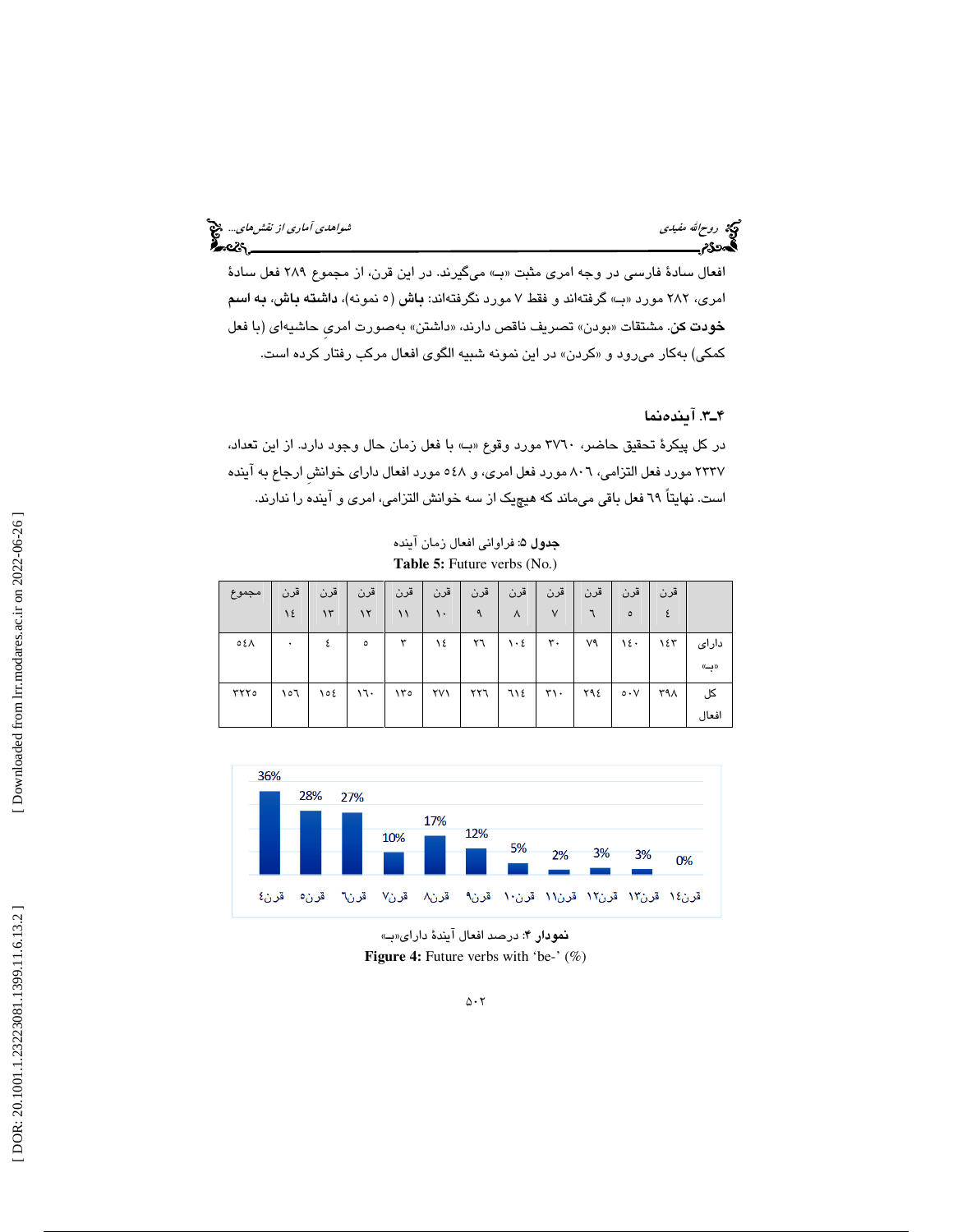افعال سادهٔ فارسی در وجه امری مثبت «بـ» می‌گیرند. در این قرن، از مجموع ۲۸۹ فعل سادهٔ امری، ۲۸۲ مورد «بـ» گرفته‌اند و فقط ۷ مورد نگرفته‌اند: **باش** (۵ نمونه)، **داشته باش**، **به اسم خودت کن**. مشتقات «بودن» تصریف ناقص دارند، «داشتن» به‌صورت امریِ حاشیه‌ای (با فعل کمکی) به‌کار می‌رود و «کردن» در این نمونه شبیه الگوی افعال مرکب رفتار کرده است.

### ۴ـ۳. آینده‌نما

در کل پیکرهٔ تحقیق حاضر، ۳۷۶۰ مورد وقوع «بـ» با فعل زمان حال وجود دارد. از این تعداد، ۲۳۳۷ مورد فعل التزامی، ۸۰۶ مورد فعل امری، و ۵۴۸ مورد افعال دارای خوانشِ ارجاع به آینده است. نهایتاً ۶۹ فعل باقی می‌ماند که هیچ‌یک از سه خوانش التزامی، امری و آینده را ندارند.

**جدول ۵**: فراوانی افعال زمان آینده

**Table 5:** Future verbs (No.)

| | قرن ۴ | قرن ۵ | قرن ۶ | قرن ۷ | قرن ۸ | قرن ۹ | قرن ۱۰ | قرن ۱۱ | قرن ۱۲ | قرن ۱۳ | قرن ۱۴ | مجموع |
|---|---|---|---|---|---|---|---|---|---|---|---|---|
| دارای «بـ» | ۱۴۳ | ۱۴۰ | ۷۹ | ۳۰ | ۱۰۴ | ۲۶ | ۱۴ | ۳ | ۵ | ۴ | ۰ | ۵۴۸ |
| کل افعال | ۳۹۸ | ۵۰۷ | ۲۹۴ | ۳۱۰ | ۶۱۴ | ۲۲۶ | ۲۷۱ | ۱۳۵ | ۱۶۰ | ۱۵۴ | ۱۵۶ | ۳۲۲۵ |

| قرن۴ | قرن۵ | قرن۶ | قرن۷ | قرن۸ | قرن۹ | قرن۱۰ | قرن۱۱ | قرن۱۲ | قرن۱۳ | قرن۱۴ |
|---|---|---|---|---|---|---|---|---|---|---|
| 36% | 28% | 27% | 10% | 17% | 12% | 5% | 2% | 3% | 3% | 0% |

**نمودار ۴**: درصد افعال آیندهٔ دارای«بـ»

**Figure 4:** Future verbs with ‘be-’ (%)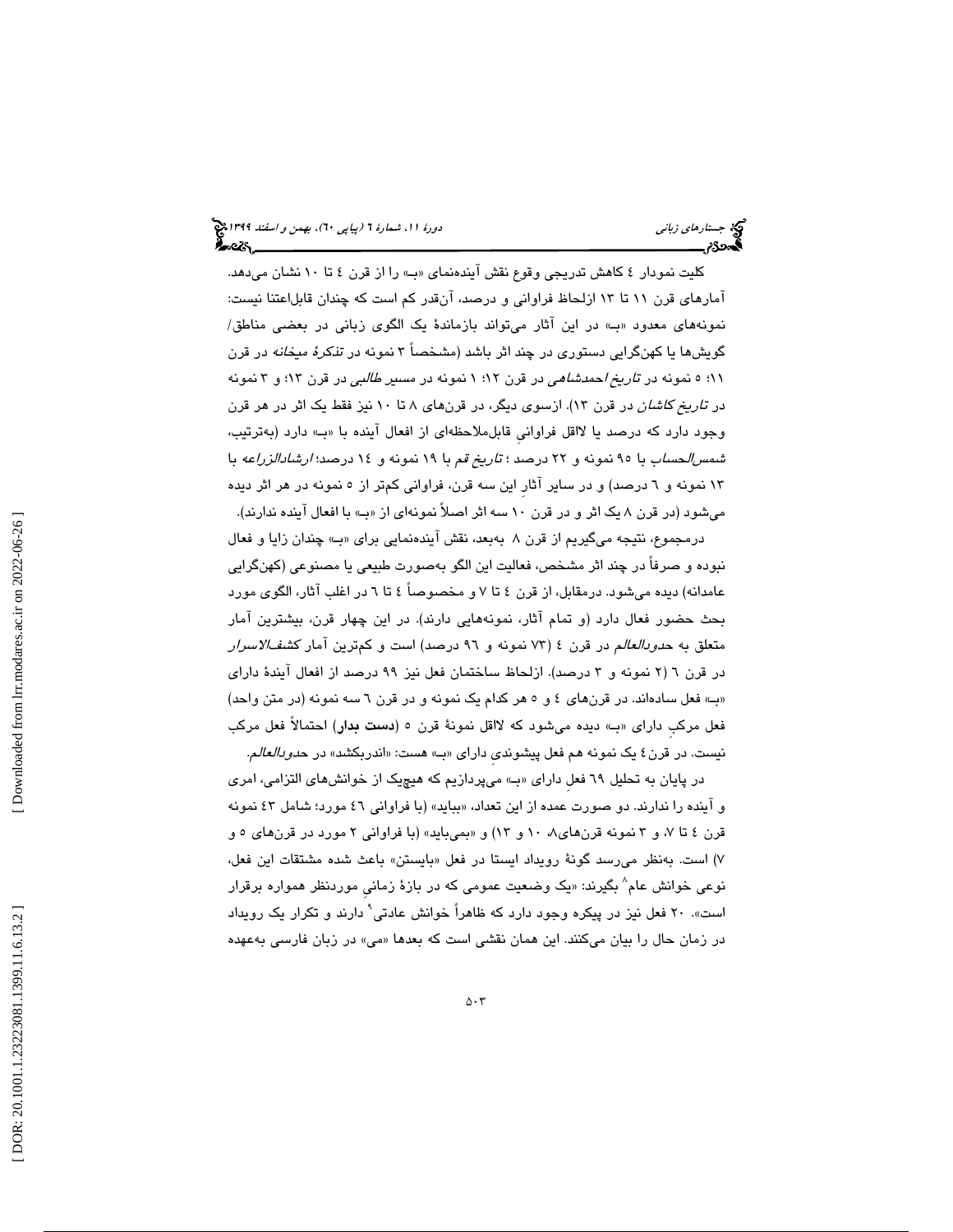کلیت نمودار ٤ کاهش تدریجی وقوع نقش آینده‌نمای «بـ» را از قرن ٤ تا ١٠ نشان می‌دهد. آمارهای قرن ١١ تا ١٣ ازلحاظ فراوانی و درصد، آن‌قدر کم است که چندان قابل‌اعتنا نیست: نمونه‌های معدود «بـ» در این آثار می‌تواند بازماندهٔ یک الگوی زبانی در بعضی مناطق/ گویش‌ها یا کهن‌گرایی دستوری در چند اثر باشد (مشخصاً ٣ نمونه در *تذکرهٔ میخانه* در قرن ١١؛ ٥ نمونه در *تاریخ احمدشاهی* در قرن ١٢؛ ١ نمونه در *مسیر طالبی* در قرن ١٣؛ و ٣ نمونه در *تاریخ کاشان* در قرن ١٣). ازسوی دیگر، در قرن‌های ٨ تا ١٠ نیز فقط یک اثر در هر قرن وجود دارد که درصد یا لااقل فراوانیِ قابل‌ملاحظه‌ای از افعال آینده با «بـ» دارد (به‌ترتیب، *شمس‌الحساب* با ٩٥ نمونه و ٢٢ درصد ؛ *تاریخ قم* با ١٩ نمونه و ١٤ درصد؛ *ارشادالزراعه* با ١٣ نمونه و ٦ درصد) و در سایر آثارِ این سه قرن، فراوانی کم‌تر از ٥ نمونه در هر اثر دیده می‌شود (در قرن ٨ یک اثر و در قرن ١٠ سه اثر اصلاً نمونه‌ای از «بـ» با افعال آینده ندارند).

درمجموع، نتیجه می‌گیریم از قرن ٨ به‌بعد، نقش آینده‌نمایی برای «بـ» چندان زایا و فعال نبوده و صرفاً در چند اثر مشخص، فعالیت این الگو به‌صورت طبیعی یا مصنوعی (کهن‌گرایی عامدانه) دیده می‌شود. درمقابل، از قرن ٤ تا ٧ و مخصوصاً ٤ تا ٦ در اغلب آثار، الگوی مورد بحث حضور فعال دارد (و تمام آثار، نمونه‌هایی دارند). در این چهار قرن، بیشترین آمار متعلق به *حدودالعالم* در قرن ٤ (٧٣ نمونه و ٩٦ درصد) است و کم‌ترین آمار *کشف‌الاسرار* در قرن ٦ (٢ نمونه و ٣ درصد). ازلحاظ ساختمان فعل نیز ٩٩ درصد از افعال آیندهٔ دارای «بـ» فعل ساده‌اند. در قرن‌های ٤ و ٥ هر کدام یک نمونه و در قرن ٦ سه نمونه (در متن واحد) فعل مرکبِ دارای «بـ» دیده می‌شود که لااقل نمونهٔ قرن ٥ (**دست بدار**) احتمالاً فعل مرکب نیست. در قرن ٤ یک نمونه هم فعل پیشوندیِ دارای «بـ» هست: «اندربکشد» در *حدودالعالم*.

در پایان به تحلیل ٦٩ فعلِ دارای «بـ» می‌پردازیم که هیچ‌یک از خوانش‌های التزامی، امری و آینده را ندارند. دو صورت عمده از این تعداد، «بباید» (با فراوانی ٤٦ مورد؛ شامل ٤٣ نمونه قرن ٤ تا ٧، و ٣ نمونه قرن‌های ٨، ١٠ و ١٣) و «بمی‌باید» (با فراوانی ٢ مورد در قرن‌های ٥ و ٧) است. به‌نظر می‌رسد گونهٔ رویداد ایستا در فعل «بایستن» باعث شده مشتقات این فعل، نوعی خوانش عام[8] بگیرند: «یک وضعیت عمومی که در بازهٔ زمانیِ موردنظر همواره برقرار است». ٢٠ فعل نیز در پیکره وجود دارد که ظاهراً خوانش عادتی[9] دارند و تکرار یک رویداد در زمان حال را بیان می‌کنند. این همان نقشی است که بعدها «می» در زبان فارسی به‌عهده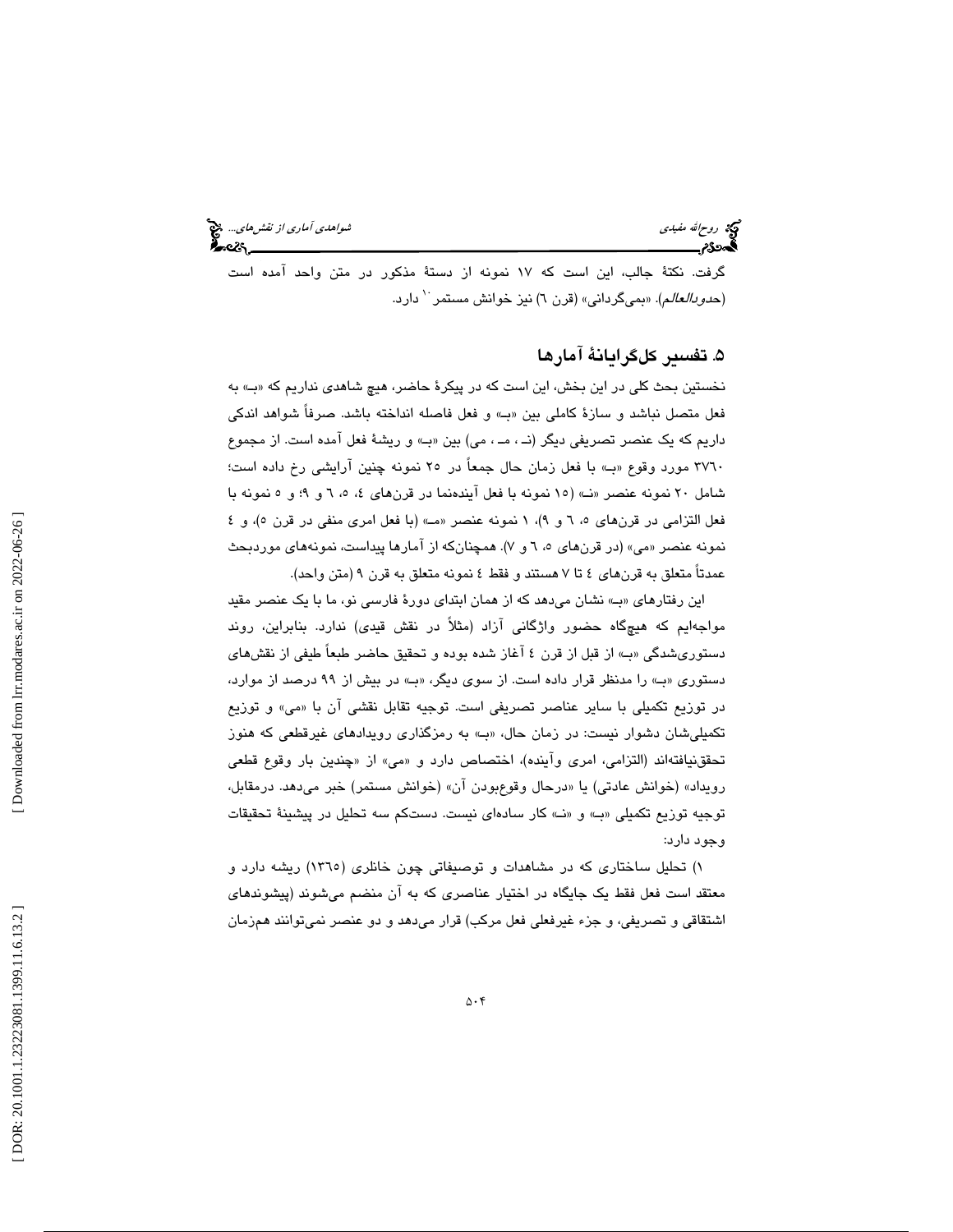گرفت. نکتهٔ جالب، این است که ۱۷ نمونه از دستهٔ مذکور در متن واحد آمده است (*حدودالعالم*). «بمی‌گردانی» (قرن ٦) نیز خوانش مستمر[10] دارد.

## ۵. تفسیر کل‌گرایانهٔ آمارها

نخستین بحث کلی در این بخش، این است که در پیکرهٔ حاضر، هیچ شاهدی نداریم که «بـ» به فعل متصل نباشد و سازهٔ کاملی بین «بـ» و فعل فاصله انداخته باشد. صرفاً شواهد اندکی داریم که یک عنصر تصریفی دیگر (نـ ، مـ ، می) بین «بـ» و ریشهٔ فعل آمده است. از مجموع ۳۷٦۰ مورد وقوع «بـ» با فعل زمان حال جمعاً در ۲۵ نمونه چنین آرایشی رخ داده است؛ شامل ۲۰ نمونه عنصر «نـ» (۱۵ نمونه با فعل آینده‌نما در قرن‌های ٤، ٥، ٦ و ۹؛ و ٥ نمونه با فعل التزامی در قرن‌های ٥، ٦ و ۹)، ۱ نمونه عنصر «مـ» (با فعل امری منفی در قرن ٥)، و ٤ نمونه عنصر «می» (در قرن‌های ٥، ٦ و ۷). همچنان‌که از آمارها پیداست، نمونه‌های موردبحث عمدتاً متعلق به قرن‌های ٤ تا ۷ هستند و فقط ٤ نمونه متعلق به قرن ۹ (متن واحد).

این رفتارهای «بـ» نشان می‌دهد که از همان ابتدای دورهٔ فارسی نو، ما با یک عنصر مقید مواجه‌ایم که هیچ‌گاه حضور واژگانی آزاد (مثلاً در نقش قیدی) ندارد. بنابراین، روند دستوری‌شدگی «بـ» از قبل از قرن ٤ آغاز شده بوده و تحقیق حاضر طبعاً طیفی از نقش‌های دستوری «بـ» را مدنظر قرار داده است. از سوی دیگر، «بـ» در بیش از ۹۹ درصد از موارد، در توزیع تکمیلی با سایر عناصر تصریفی است. توجیه تقابل نقشی آن با «می» و توزیع تکمیلی‌شان دشوار نیست: در زمان حال، «بـ» به رمزگذاری رویدادهای غیرقطعی که هنوز تحقق‌نیافته‌اند (التزامی، امری وآینده)، اختصاص دارد و «می» از «چندین بار وقوع قطعی رویداد» (خوانش عادتی) یا «درحال وقوع‌بودن آن» (خوانش مستمر) خبر می‌دهد. درمقابل، توجیه توزیع تکمیلی «بـ» و «نـ» کار ساده‌ای نیست. دست‌کم سه تحلیل در پیشینهٔ تحقیقات وجود دارد:

۱) تحلیل ساختاری که در مشاهدات و توصیفاتی چون خانلری (۱۳٦٥) ریشه دارد و معتقد است فعل فقط یک جایگاه در اختیار عناصری که به آن منضم می‌شوند (پیشوندهای اشتقاقی و تصریفی، و جزء غیرفعلی فعل مرکب) قرار می‌دهد و دو عنصر نمی‌توانند هم‌زمان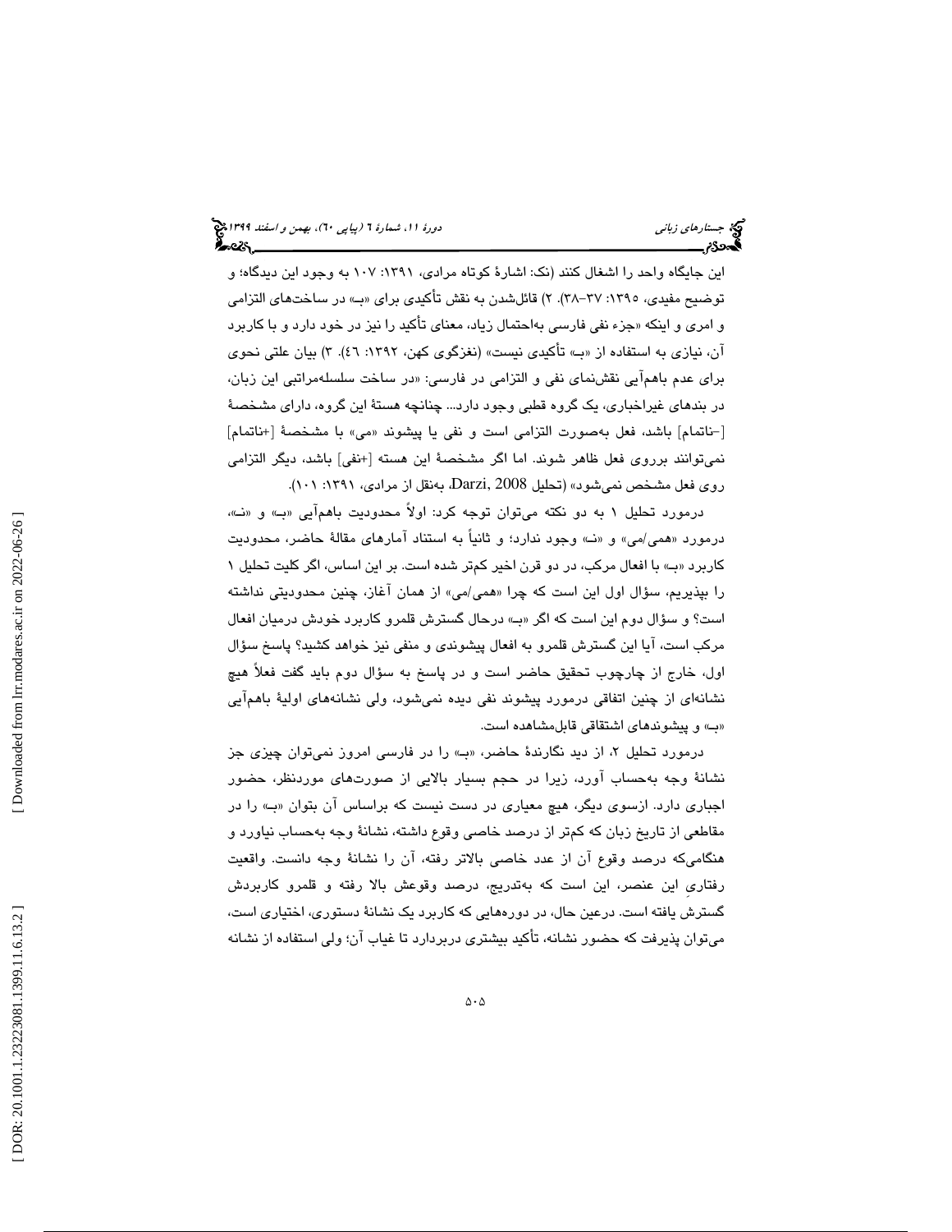این جایگاه واحد را اشغال کنند (نک: اشارهٔ کوتاه مرادی، ۱۳۹۱: ۱۰۷ به وجود این دیدگاه؛ و توضیح مفیدی، ۱۳۹۵: ۳۷-۳۸). ۲) قائل‌شدن به نقش تأکیدی برای «بـ» در ساخت‌های التزامی و امری و اینکه «جزء نفی فارسی به‌احتمال زیاد، معنای تأکید را نیز در خود دارد و با کاربرد آن، نیازی به استفاده از «بـ» تأکیدی نیست» (نغزگوی کهن، ۱۳۹۲: ٤٦). ۳) بیان علتی نحوی برای عدم باهم‌آیی نقش‌نمای نفی و التزامی در فارسی: «در ساخت سلسله‌مراتبی این زبان، در بندهای غیراخباری، یک گروه قطبی وجود دارد... چنانچه هستهٔ این گروه، دارای مشخصهٔ [-ناتمام] باشد، فعل به‌صورت التزامی است و نفی یا پیشوند «می» با مشخصهٔ [+ناتمام] نمی‌توانند برروی فعل ظاهر شوند. اما اگر مشخصهٔ این هسته [+نفی] باشد، دیگر التزامی روی فعل مشخص نمی‌شود» (تحلیل Darzi, 2008، به‌نقل از مرادی، ۱۳۹۱: ۱۰۱).

درمورد تحلیل ۱ به دو نکته می‌توان توجه کرد: اولاً محدودیت باهم‌آیی «بـ» و «نـ»، درمورد «همی/می» و «نـ» وجود ندارد؛ و ثانیاً به استناد آمارهای مقالهٔ حاضر، محدودیت کاربرد «بـ» با افعال مرکب، در دو قرن اخیر کم‌تر شده است. بر این اساس، اگر کلیت تحلیل ۱ را بپذیریم، سؤال اول این است که چرا «همی/می» از همان آغاز، چنین محدودیتی نداشته است؟ و سؤال دوم این است که اگر «بـ» درحال گسترش قلمرو کاربرد خودش درمیان افعال مرکب است، آیا این گسترش قلمرو به افعال پیشوندی و منفی نیز خواهد کشید؟ پاسخ سؤال اول، خارج از چارچوب تحقیق حاضر است و در پاسخ به سؤال دوم باید گفت فعلاً هیچ نشانه‌ای از چنین اتفاقی درمورد پیشوند نفی دیده نمی‌شود، ولی نشانه‌های اولیهٔ باهم‌آیی «بـ» و پیشوندهای اشتقاقی قابل‌مشاهده است.

درمورد تحلیل ۲، از دید نگارندهٔ حاضر، «بـ» را در فارسی امروز نمی‌توان چیزی جز نشانهٔ وجه به‌حساب آورد، زیرا در حجم بسیار بالایی از صورت‌های موردنظر، حضور اجباری دارد. ازسوی دیگر، هیچ معیاری در دست نیست که براساس آن بتوان «بـ» را در مقاطعی از تاریخ زبان که کم‌تر از درصد خاصی وقوع داشته، نشانهٔ وجه به‌حساب نیاورد و هنگامی‌که درصد وقوع آن از عدد خاصی بالاتر رفته، آن را نشانهٔ وجه دانست. واقعیت رفتاریِ این عنصر، این است که به‌تدریج، درصد وقوعش بالا رفته و قلمرو کاربردش گسترش یافته است. درعین حال، در دوره‌هایی که کاربرد یک نشانهٔ دستوری، اختیاری است، می‌توان پذیرفت که حضور نشانه، تأکید بیشتری دربردارد تا غیاب آن؛ ولی استفاده از نشانه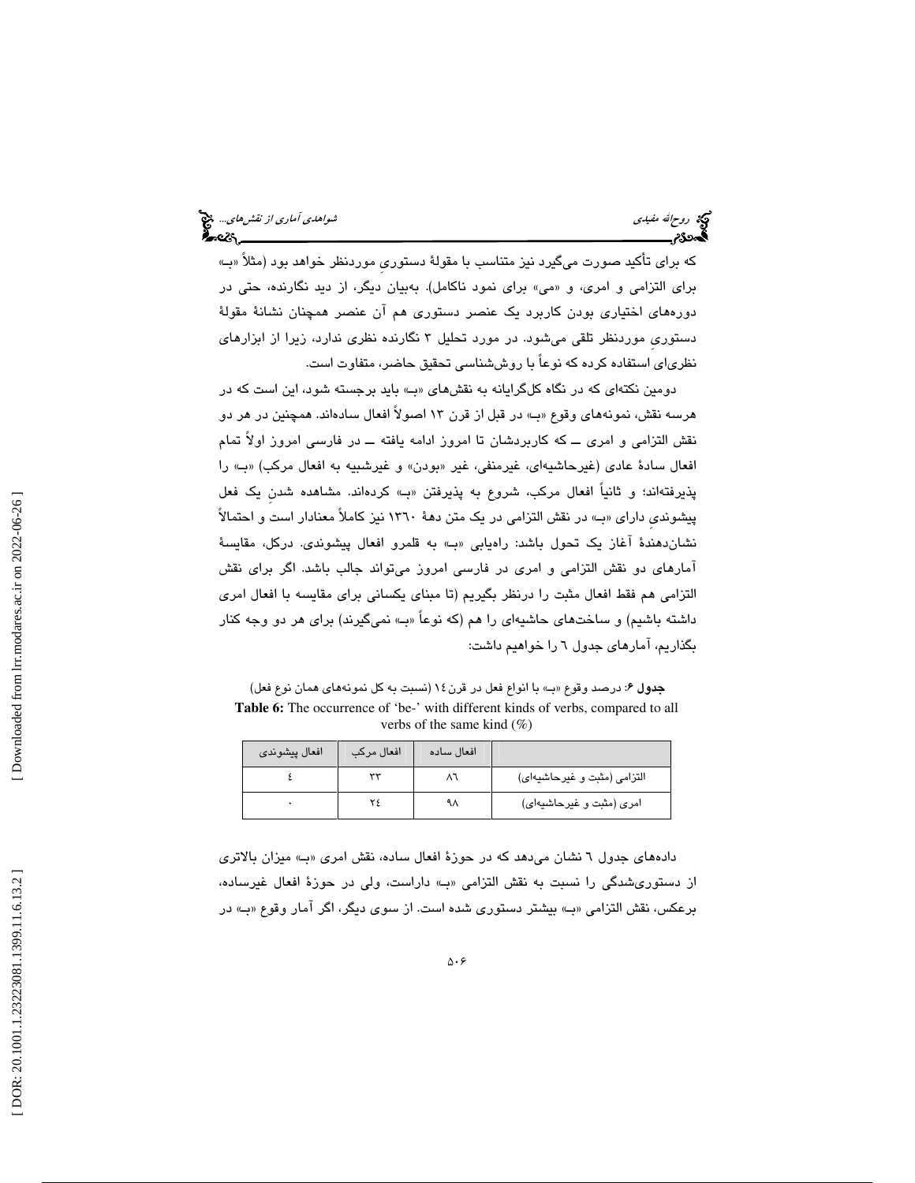که برای تأکید صورت می‌گیرد نیز متناسب با مقولهٔ دستوریِ موردنظر خواهد بود (مثلاً «بـ» برای التزامی و امری، و «می» برای نمود ناکامل). به‌بیان دیگر، از دید نگارنده، حتی در دوره‌های اختیاری بودن کاربرد یک عنصر دستوری هم آن عنصر همچنان نشانهٔ مقولهٔ دستوریِ موردنظر تلقی می‌شود. در مورد تحلیل ۳ نگارنده نظری ندارد، زیرا از ابزارهای نظری‌ای استفاده کرده که نوعاً با روش‌شناسی تحقیق حاضر، متفاوت است.

دومین نکته‌ای که در نگاه کل‌گرایانه به نقش‌های «بـ» باید برجسته شود، این است که در هرسه نقش، نمونه‌های وقوع «بـ» در قبل از قرن ۱۳ اصولاً افعال ساده‌اند. همچنین در هر دو نقش التزامی و امری ــ که کاربردشان تا امروز ادامه یافته ــ در فارسی امروز اولاً تمام افعال سادهٔ عادی (غیرحاشیه‌ای، غیرمنفی، غیر «بودن» و غیرشبیه به افعال مرکب) «بـ» را پذیرفته‌اند؛ و ثانیاً افعال مرکب، شروع به پذیرفتن «بـ» کرده‌اند. مشاهده شدنِ یک فعل پیشوندیِ دارای «بـ» در نقش التزامی در یک متن دههٔ ۱۳۶۰ نیز کاملاً معنادار است و احتمالاً نشان‌دهندهٔ آغاز یک تحول باشد: راه‌یابی «بـ» به قلمرو افعال پیشوندی. درکل، مقایسهٔ آمارهای دو نقش التزامی و امری در فارسی امروز می‌تواند جالب باشد. اگر برای نقش التزامی هم فقط افعال مثبت را درنظر بگیریم (تا مبنای یکسانی برای مقایسه با افعال امری داشته باشیم) و ساخت‌های حاشیه‌ای را هم (که نوعاً «بـ» نمی‌گیرند) برای هر دو وجه کنار بگذاریم، آمارهای جدول ٦ را خواهیم داشت:

**جدول ٦:** درصد وقوع «بـ» با انواع فعل در قرن ١٤ (نسبت به کل نمونه‌های همان نوع فعل)

**Table 6:** The occurrence of 'be-' with different kinds of verbs, compared to all verbs of the same kind (%)

| | افعال ساده | افعال مرکب | افعال پیشوندی |
|---|---|---|---|
| التزامی (مثبت و غیرحاشیه‌ای) | ٨٦ | ٣٣ | ٤ |
| امری (مثبت و غیرحاشیه‌ای) | ٩٨ | ٢٤ | ٠ |

داده‌های جدول ٦ نشان می‌دهد که در حوزهٔ افعال ساده، نقش امری «بـ» میزان بالاتری از دستوری‌شدگی را نسبت به نقش التزامی «بـ» داراست، ولی در حوزهٔ افعال غیرساده، برعکس، نقش التزامی «بـ» بیشتر دستوری شده است. از سوی دیگر، اگر آمار وقوع «بـ» در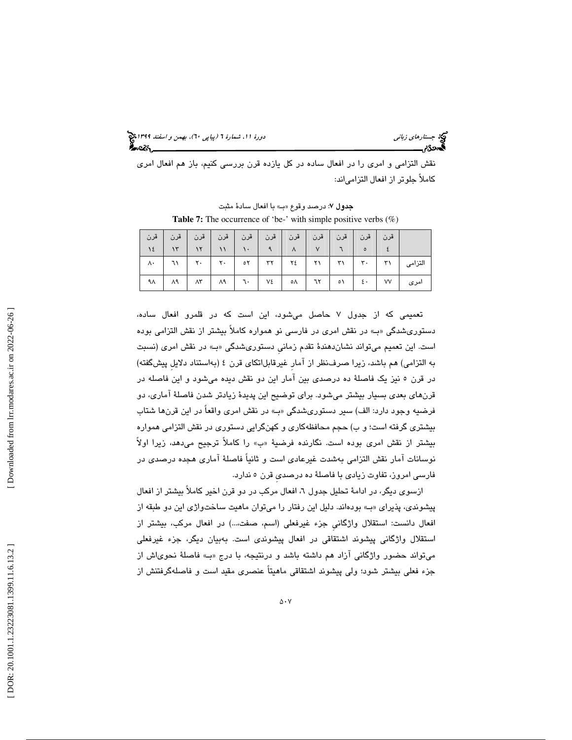نقش التزامی و امری را در افعال ساده در کل یازده قرن بررسی کنیم، باز هم افعال امری کاملاً جلوتر از افعال التزامی‌اند:

**جدول ۷**: درصد وقوع «بـ» با افعال سادهٔ مثبت

**Table 7:** The occurrence of 'be-' with simple positive verbs (%)

| | قرن ۴ | قرن ۵ | قرن ٦ | قرن ۷ | قرن ۸ | قرن ۹ | قرن ۱۰ | قرن ۱۱ | قرن ۱۲ | قرن ۱۳ | قرن ۱٤ |
|---|---|---|---|---|---|---|---|---|---|---|---|
| التزامی | ۳۱ | ۳۰ | ۳۱ | ۲۱ | ۲٤ | ۳۲ | ۵۲ | ۲۰ | ۲۰ | ٦۱ | ۸۰ |
| امری | ۷۷ | ٤۰ | ۵۱ | ٦۲ | ۵۸ | ۷٤ | ٦۰ | ۸۹ | ۸۳ | ۸۹ | ۹۸ |

تعمیمی که از جدول ۷ حاصل می‌شود، این است که در قلمرو افعال ساده، دستوری‌شدگی «بـ» در نقش امری در فارسی نو همواره کاملاً بیشتر از نقش التزامی بوده است. این تعمیم می‌تواند نشان‌دهندهٔ تقدم زمانیِ دستوری‌شدگی «بـ» در نقش امری (نسبت به التزامی) هم باشد، زیرا صرف‌نظر از آمارِ غیرقابل‌اتکای قرن ٤ (به‌استناد دلایلِ پیش‌گفته) در قرن ۵ نیز یک فاصلهٔ ده درصدی بین آمار این دو نقش دیده می‌شود و این فاصله در قرن‌های بعدی بسیار بیشتر می‌شود. برای توضیح این پدیدهٔ زیادتر شدن فاصلهٔ آماری، دو فرضیه وجود دارد: الف) سیر دستوری‌شدگی «بـ» در نقش امری واقعاً در این قرن‌ها شتاب بیشتری گرفته است؛ و ب) حجم محافظه‌کاری و کهن‌گرایی دستوری در نقش التزامی همواره بیشتر از نقش امری بوده است. نگارنده فرضیهٔ «ب» را کاملاً ترجیح می‌دهد، زیرا اولاً نوسانات آمار نقش التزامی به‌شدت غیرعادی است و ثانیاً فاصلهٔ آماری هجده درصدی در فارسی امروز، تفاوت زیادی با فاصلهٔ ده درصدیِ قرن ۵ ندارد.

ازسوی دیگر، در ادامهٔ تحلیل جدول ٦، افعال مرکب در دو قرن اخیر کاملاً بیشتر از افعال پیشوندی، پذیرای «بـ» بوده‌اند. دلیل این رفتار را می‌توان ماهیت ساخت‌واژی این دو طبقه از افعال دانست: استقلال واژگانیِ جزء غیرفعلی (اسم، صفت،...) در افعال مرکب، بیشتر از استقلال واژگانی پیشوند اشتقاقی در افعال پیشوندی است. به‌بیان دیگر، جزء غیرفعلی می‌تواند حضور واژگانی آزاد هم داشته باشد و درنتیجه، با درج «بـ» فاصلهٔ نحوی‌اش از جزء فعلی بیشتر شود؛ ولی پیشوند اشتقاقی ماهیتاً عنصری مقید است و فاصله‌گرفتنش از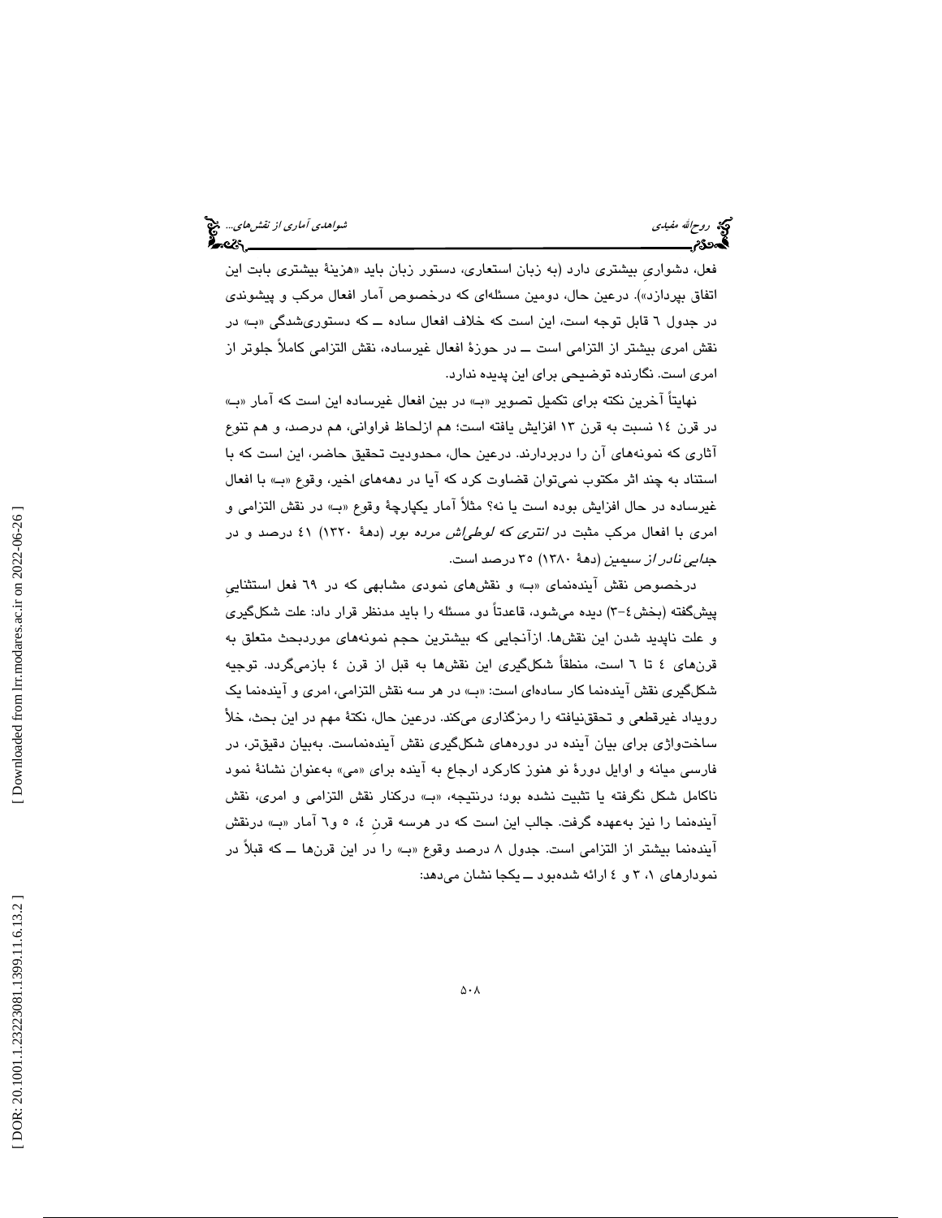فعل، دشواریِ بیشتری دارد (به زبان استعاری، دستور زبان باید «هزینهٔ بیشتری بابت این اتفاق بپردازد»). درعین حال، دومین مسئله‌ای که درخصوص آمار افعال مرکب و پیشوندی در جدول ٦ قابل توجه است، این است که خلاف افعال ساده ــ که دستوری‌شدگی «بـ» در نقش امری بیشتر از التزامی است ــ در حوزهٔ افعال غیرساده، نقش التزامی کاملاً جلوتر از امری است. نگارنده توضیحی برای این پدیده ندارد.

نهایتاً آخرین نکته برای تکمیل تصویر «بـ» در بین افعال غیرساده این است که آمار «بـ» در قرن ١٤ نسبت به قرن ١٣ افزایش یافته است؛ هم ازلحاظ فراوانی، هم درصد، و هم تنوع آثاری که نمونه‌های آن را دربردارند. درعین حال، محدودیت تحقیق حاضر، این است که با استناد به چند اثر مکتوب نمی‌توان قضاوت کرد که آیا در دهه‌های اخیر، وقوع «بـ» با افعال غیرساده در حال افزایش بوده است یا نه؟ مثلاً آمار یکپارچهٔ وقوع «بـ» در نقش التزامی و امری با افعال مرکب مثبت در *انتری که لوطی‌اش مرده بود* (دههٔ ١٣٢٠) ٤١ درصد و در *جدایی نادر از سیمین* (دههٔ ١٣٨٠) ٣٥ درصد است.

درخصوص نقش آینده‌نمای «بـ» و نقش‌های نمودی مشابهی که در ٦٩ فعل استثناییِ پیش‌گفته (بخش٤-٣) دیده می‌شود، قاعدتاً دو مسئله را باید مدنظر قرار داد: علت شکل‌گیری و علت ناپدید شدن این نقش‌ها. ازآنجایی که بیشترین حجم نمونه‌های موردبحث متعلق به قرن‌های ٤ تا ٦ است، منطقاً شکل‌گیری این نقش‌ها به قبل از قرن ٤ بازمی‌گردد. توجیه شکل‌گیری نقش آینده‌نما کار ساده‌ای است: «بـ» در هر سه نقش التزامی، امری و آینده‌نما یک رویداد غیرقطعی و تحقق‌نیافته را رمزگذاری می‌کند. درعین حال، نکتهٔ مهم در این بحث، خلأ ساخت‌واژی برای بیان آینده در دوره‌های شکل‌گیری نقش آینده‌نماست. به‌بیان دقیق‌تر، در فارسی میانه و اوایل دورهٔ نو هنوز کارکرد ارجاع به آینده برای «می» به‌عنوان نشانهٔ نمود ناکامل شکل نگرفته یا تثبیت نشده بود؛ درنتیجه، «بـ» درکنار نقش التزامی و امری، نقش آینده‌نما را نیز به‌عهده گرفت. جالب این است که در هرسه قرنِ ٤، ٥ و٦ آمار «بـ» درنقش آینده‌نما بیشتر از التزامی است. جدول ٨ درصد وقوع «بـ» را در این قرن‌ها ــ که قبلاً در نمودارهای ١، ٣ و ٤ ارائه شده‌بود ــ یکجا نشان می‌دهد: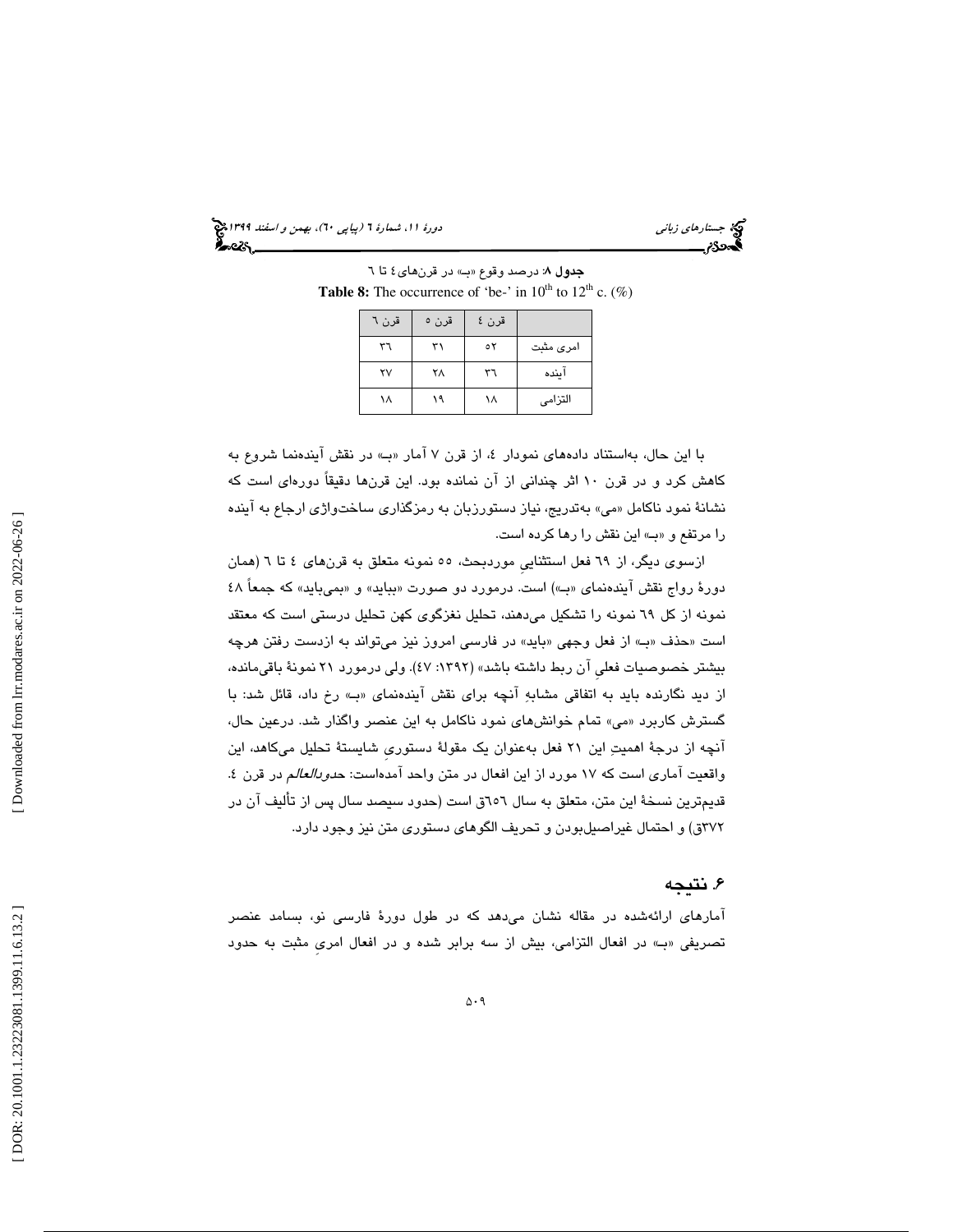**جدول ۸**: درصد وقوع «بـ» در قرن‌های ٤ تا ٦

**Table 8:** The occurrence of 'be-' in 10th to 12th c. (%)

| | قرن ٤ | قرن ٥ | قرن ٦ |
|---|---|---|---|
| امری مثبت | ٥٢ | ٣١ | ٣٦ |
| آینده | ٣٦ | ٢٨ | ٢٧ |
| التزامی | ١٨ | ١٩ | ١٨ |

با این حال، به‌استناد داده‌های نمودار ٤، از قرن ٧ آمار «بـ» در نقش آینده‌نما شروع به کاهش کرد و در قرن ١٠ اثر چندانی از آن نمانده بود. این قرن‌ها دقیقاً دوره‌ای است که نشانهٔ نمود ناکامل «می» به‌تدریج، نیاز دستورزبان به رمزگذاری ساخت‌واژی ارجاع به آینده را مرتفع و «بـ» این نقش را رها کرده است.

ازسوی دیگر، از ٦٩ فعل استثناییِ موردبحث، ٥٥ نمونه متعلق به قرن‌های ٤ تا ٦ (همان دورهٔ رواج نقش آینده‌نمای «بـ») است. درمورد دو صورت «بباید» و «بمی‌باید» که جمعاً ٤٨ نمونه از کل ٦٩ نمونه را تشکیل می‌دهند، تحلیل نغزگوی کهن تحلیل درستی است که معتقد است «حذف «بـ» از فعل وجهی «باید» در فارسی امروز نیز می‌تواند به ازدست رفتن هرچه بیشتر خصوصیات فعلیِ آن ربط داشته باشد» (١٣٩٢: ٤٧). ولی درمورد ٢١ نمونهٔ باقی‌مانده، از دید نگارنده باید به اتفاقی مشابهِ آنچه برای نقش آینده‌نمای «بـ» رخ داد، قائل شد: با گسترش کاربرد «می» تمام خوانش‌های نمود ناکامل به این عنصر واگذار شد. درعین حال، آنچه از درجهٔ اهمیتِ این ٢١ فعل به‌عنوان یک مقولهٔ دستوریِ شایستهٔ تحلیل می‌کاهد، این واقعیت آماری است که ١٧ مورد از این افعال در متن واحد آمده‌است: *حدودالعالم* در قرن ٤. قدیم‌ترین نسخهٔ این متن، متعلق به سال ٦٥٦ق است (حدود سیصد سال پس از تألیف آن در ٣٧٢ق) و احتمال غیراصیل‌بودن و تحریف الگوهای دستوری متن نیز وجود دارد.

## ۶. نتیجه

آمارهای ارائه‌شده در مقاله نشان می‌دهد که در طول دورهٔ فارسی نو، بسامد عنصر تصریفی «بـ» در افعال التزامی، بیش از سه برابر شده و در افعال امریِ مثبت به حدود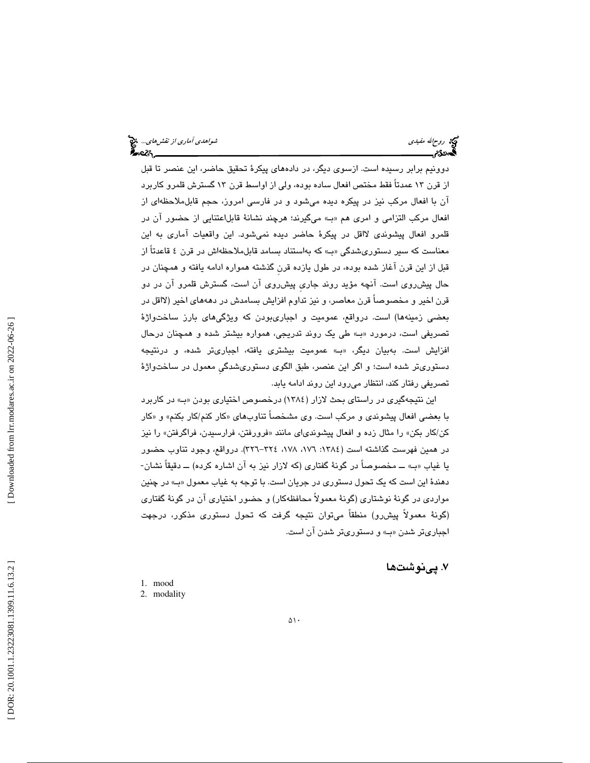دوونیم برابر رسیده است. ازسوی دیگر، در داده‌های پیکرهٔ تحقیق حاضر، این عنصر تا قبل از قرن ۱۳ عمدتاً فقط مختص افعال ساده بوده، ولی از اواسط قرن ۱۳ گسترش قلمرو کاربرد آن با افعال مرکب نیز در پیکره دیده می‌شود و در فارسی امروز، حجم قابل‌ملاحظه‌ای از افعال مرکب التزامی و امری هم «بـ» می‌گیرند؛ هرچند نشانهٔ قابل‌اعتنایی از حضور آن در قلمرو افعال پیشوندی لااقل در پیکرهٔ حاضر دیده نمی‌شود. این واقعیات آماری به این معناست که سیر دستوری‌شدگی «بـ» که به‌استناد بسامد قابل‌ملاحظه‌اش در قرن ٤ قاعدتاً از قبل از این قرن آغاز شده بوده، در طول یازده قرنِ گذشته همواره ادامه یافته و همچنان در حال پیش‌روی است. آنچه مؤید روند جاریِ پیش‌روی آن است، گسترش قلمرو آن در دو قرن اخیر و مخصوصاً قرن معاصر، و نیز تداوم افزایش بسامدش در دهه‌های اخیر (لااقل در بعضی زمینه‌ها) است. درواقع، عمومیت و اجباری‌بودن که ویژگی‌های بارز ساخت‌واژهٔ تصریفی است، درمورد «بـ» طی یک روند تدریجی، همواره بیشتر شده و همچنان درحال افزایش است. به‌بیان دیگر، «بـ» عمومیت بیشتری یافته، اجباری‌تر شده، و درنتیجه دستوری‌تر شده است؛ و اگر این عنصر، طبق الگوی دستوری‌شدگیِ معمول در ساخت‌واژهٔ تصریفی رفتار کند، انتظار می‌رود این روند ادامه یابد.

این نتیجه‌گیری در راستای بحث لازار (١٣٨٤) درخصوص اختیاری بودن «بـ» در کاربرد با بعضی افعال پیشوندی و مرکب است. وی مشخصاً تناوب‌های «کار کنم/کار بکنم» و «کار کن/کار بکن» را مثال زده و افعال پیشوندی‌ای مانند «فرورفتن، فرارسیدن، فراگرفتن» را نیز در همین فهرست گذاشته است (١٣٨٤: ١٧٦، ١٧٨، ٣٢٤-٣٢٦). درواقع، وجود تناوب حضور یا غیاب «بـ» ــ مخصوصاً در گونهٔ گفتاری (که لازار نیز به آن اشاره کرده) ــ دقیقاً نشان‌دهندهٔ این است که یک تحول دستوری در جریان است. با توجه به غیاب معمول «بـ» در چنین مواردی در گونهٔ نوشتاری (گونهٔ معمولاً محافظه‌کار) و حضور اختیاری آن در گونهٔ گفتاری (گونهٔ معمولاً پیشرو) منطقاً می‌توان نتیجه گرفت که تحول دستوری مذکور، درجهت اجباری‌تر شدن «بـ» و دستوری‌تر شدن آن است.

## ۷. پی‌نوشت‌ها

1. mood
2. modality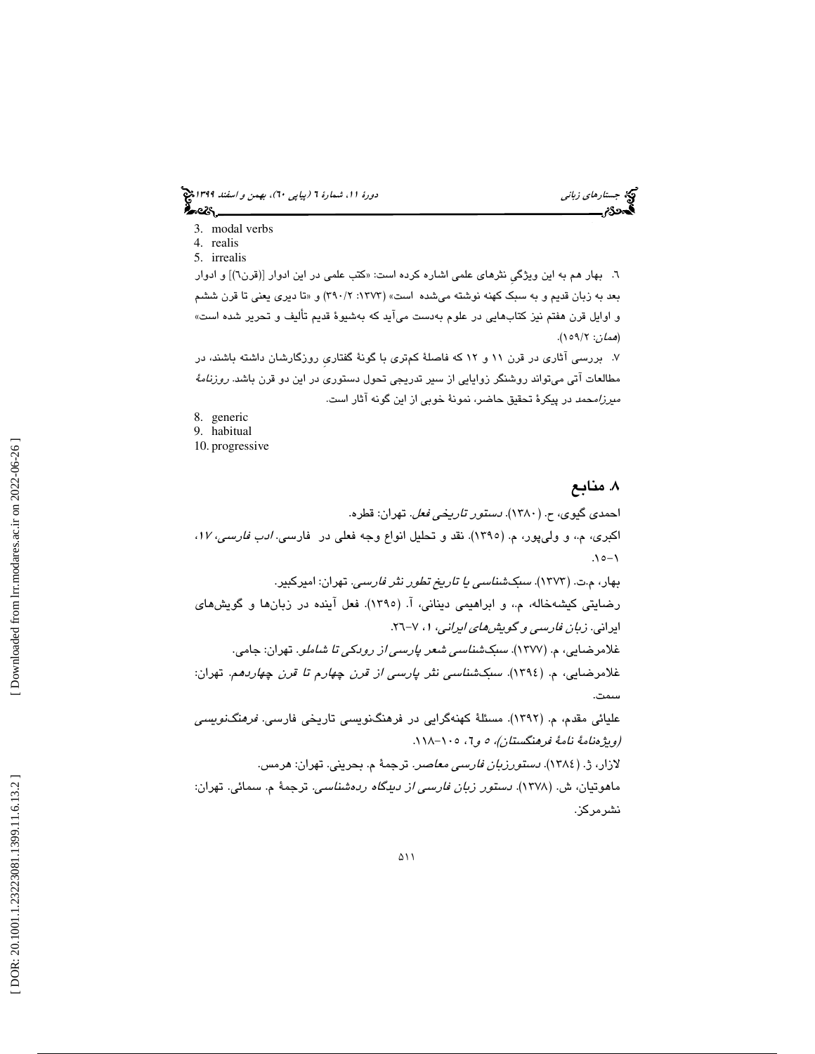3. modal verbs
4. realis
5. irrealis

٦. بهار هم به این ویژگی نثرهای علمی اشاره کرده است: «کتب علمی در این ادوار [(قرن٦)] و ادوار بعد به زبان قدیم و به سبک کهنه نوشته می‌شده است» (١٣٧٣: ٢/٣٩٠) و «تا دیری یعنی تا قرن ششم و اوایل قرن هفتم نیز کتاب‌هایی در علوم به‌دست می‌آید که به‌شیوهٔ قدیم تألیف و تحریر شده است» (*همان*: ٢/١٥٩).

٧. بررسی آثاری در قرن ١١ و ١٢ که فاصلهٔ کم‌تری با گونهٔ گفتاریِ روزگارشان داشته باشند، در مطالعات آتی می‌تواند روشنگر زوایایی از سیر تدریجی تحول دستوری در این دو قرن باشد. *روزنامهٔ میرزامحمد* در پیکرهٔ تحقیق حاضر، نمونهٔ خوبی از این گونه آثار است.

8. generic
9. habitual
10. progressive

## ۸. منابع

احمدی گیوی، ح. (١٣٨٠). *دستور تاریخی فعل*. تهران: قطره.

اکبری، م.، و ولی‌پور، م. (١٣٩٥). نقد و تحلیل انواع وجه فعلی در فارسی. *ادب فارسی، ١٧*، ١-١٥.

بهار، م.ت. (١٣٧٣). *سبک‌شناسی یا تاریخ تطور نثر فارسی*. تهران: امیرکبیر.

رضایتی کیشه‌خاله، م.، و ابراهیمی دینانی، آ. (١٣٩٥). فعل آینده در زبان‌ها و گویش‌های ایرانی. *زبان فارسی و گویش‌های ایرانی*، ١، ٧-٢٦.

غلامرضایی، م. (١٣٧٧). *سبک‌شناسی شعر پارسی از رودکی تا شاملو*. تهران: جامی.

غلامرضایی، م. (١٣٩٤). *سبک‌شناسی نثر پارسی از قرن چهارم تا قرن چهاردهم*. تهران: سمت.

علیائی مقدم، م. (١٣٩٢). مسئلهٔ کهنه‌گرایی در فرهنگ‌نویسی تاریخی فارسی. *فرهنگ‌نویسی (ویژه‌نامهٔ نامهٔ فرهنگستان)، ٥ و٦*، ١٠٥-١١٨.

لازار، ژ. (١٣٨٤). *دستورزبان فارسی معاصر*. ترجمهٔ م. بحرینی. تهران: هرمس.

ماهوتیان، ش. (١٣٧٨). *دستور زبان فارسی از دیدگاه رده‌شناسی*. ترجمهٔ م. سمائی. تهران: نشرمرکز.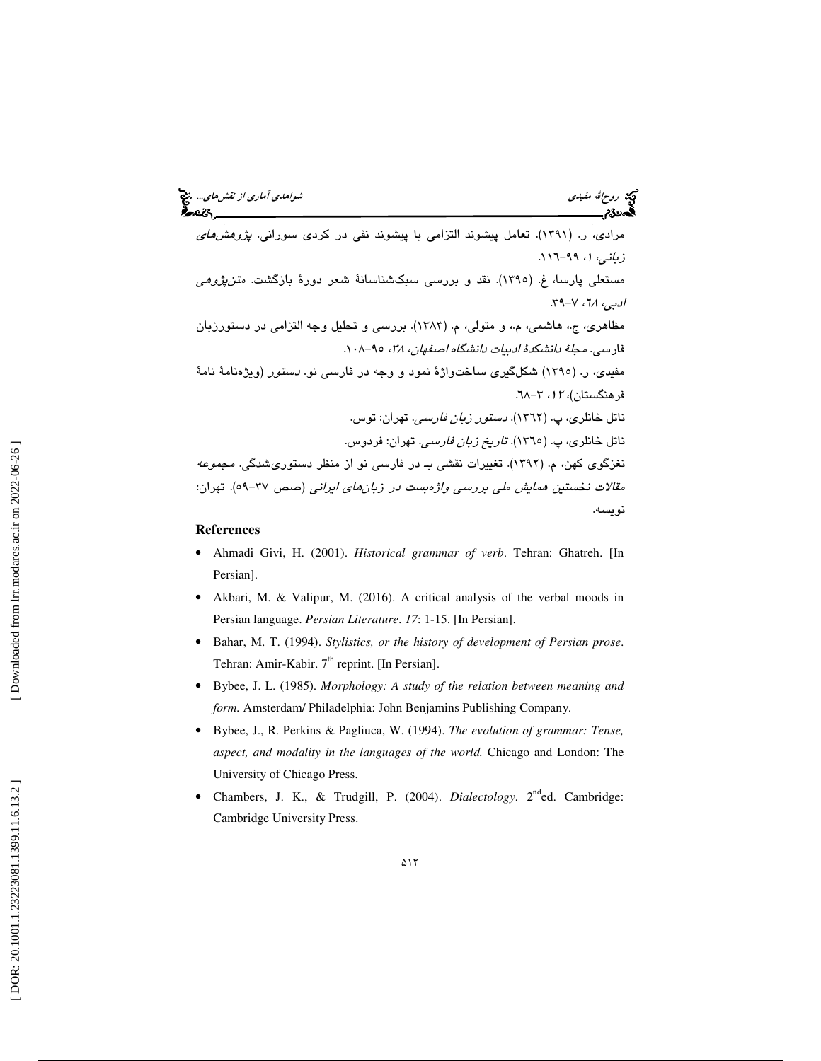مرادی، ر. (۱۳۹۱). تعامل پیشوند التزامی با پیشوند نفی در کردی سورانی. *پژوهش‌های زبانی*، ۱، ۹۹–۱۱۶.

مستعلی پارسا، غ. (۱۳۹۵). نقد و بررسی سبک‌شناسانهٔ شعر دورهٔ بازگشت. *متن‌پژوهی ادبی*، ٦٨، ۷–۳۹.

مظاهری، ج.، هاشمی، م.، و متولی، م. (۱۳۸۳). بررسی و تحلیل وجه التزامی در دستورزبان فارسی. *مجلهٔ دانشکدهٔ ادبیات دانشگاه اصفهان*، ۳۸، ۹۵–۱۰۸.

مفیدی، ر. (۱۳۹۵) شکل‌گیری ساخت‌واژهٔ نمود و وجه در فارسی نو. *دستور* (ویژه‌نامهٔ نامهٔ فرهنگستان)، ۱۲، ۳–٦٨.

ناتل خانلری، پ. (۱۳٦۲). *دستور زبان فارسی*. تهران: توس.

ناتل خانلری، پ. (۱۳٦۵). *تاریخ زبان فارسی*. تهران: فردوس.

نغزگوی کهن، م. (۱۳۹۲). تغییرات نقشی بـ در فارسی نو از منظر دستوری‌شدگی. مجموعه *مقالات نخستین همایش ملی بررسی واژه‌بست در زبان‌های ایرانی* (صص ۳۷–۵۹). تهران: نویسه.

## References

- Ahmadi Givi, H. (2001). *Historical grammar of verb*. Tehran: Ghatreh. [In Persian].
- Akbari, M. & Valipur, M. (2016). A critical analysis of the verbal moods in Persian language. *Persian Literature*. *17*: 1-15. [In Persian].
- Bahar, M. T. (1994). *Stylistics, or the history of development of Persian prose*. Tehran: Amir-Kabir. 7th reprint. [In Persian].
- Bybee, J. L. (1985). *Morphology: A study of the relation between meaning and form.* Amsterdam/ Philadelphia: John Benjamins Publishing Company.
- Bybee, J., R. Perkins & Pagliuca, W. (1994). *The evolution of grammar: Tense, aspect, and modality in the languages of the world.* Chicago and London: The University of Chicago Press.
- Chambers, J. K., & Trudgill, P. (2004). *Dialectology*. 2nd ed. Cambridge: Cambridge University Press.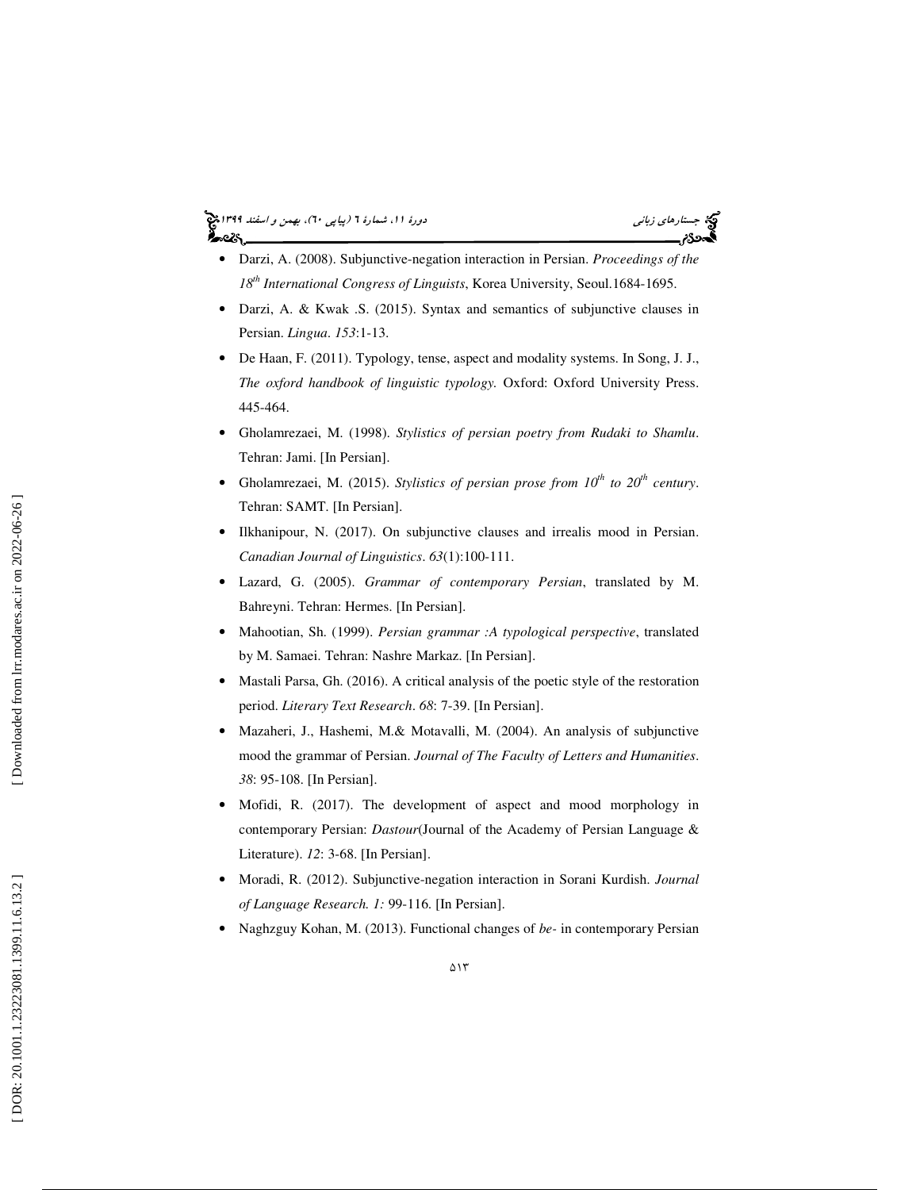- Darzi, A. (2008). Subjunctive-negation interaction in Persian. *Proceedings of the 18th International Congress of Linguists*, Korea University, Seoul.1684-1695.
- Darzi, A. & Kwak .S. (2015). Syntax and semantics of subjunctive clauses in Persian. *Lingua*. *153*:1-13.
- De Haan, F. (2011). Typology, tense, aspect and modality systems. In Song, J. J., *The oxford handbook of linguistic typology*. Oxford: Oxford University Press. 445-464.
- Gholamrezaei, M. (1998). *Stylistics of persian poetry from Rudaki to Shamlu*. Tehran: Jami. [In Persian].
- Gholamrezaei, M. (2015). *Stylistics of persian prose from 10th to 20th century*. Tehran: SAMT. [In Persian].
- Ilkhanipour, N. (2017). On subjunctive clauses and irrealis mood in Persian. *Canadian Journal of Linguistics*. *63*(1):100-111.
- Lazard, G. (2005). *Grammar of contemporary Persian*, translated by M. Bahreyni. Tehran: Hermes. [In Persian].
- Mahootian, Sh. (1999). *Persian grammar :A typological perspective*, translated by M. Samaei. Tehran: Nashre Markaz. [In Persian].
- Mastali Parsa, Gh. (2016). A critical analysis of the poetic style of the restoration period. *Literary Text Research*. *68*: 7-39. [In Persian].
- Mazaheri, J., Hashemi, M.& Motavalli, M. (2004). An analysis of subjunctive mood the grammar of Persian. *Journal of The Faculty of Letters and Humanities*. *38*: 95-108. [In Persian].
- Mofidi, R. (2017). The development of aspect and mood morphology in contemporary Persian: *Dastour*(Journal of the Academy of Persian Language & Literature). *12*: 3-68. [In Persian].
- Moradi, R. (2012). Subjunctive-negation interaction in Sorani Kurdish. *Journal of Language Research. 1:* 99-116. [In Persian].
- Naghzguy Kohan, M. (2013). Functional changes of *be-* in contemporary Persian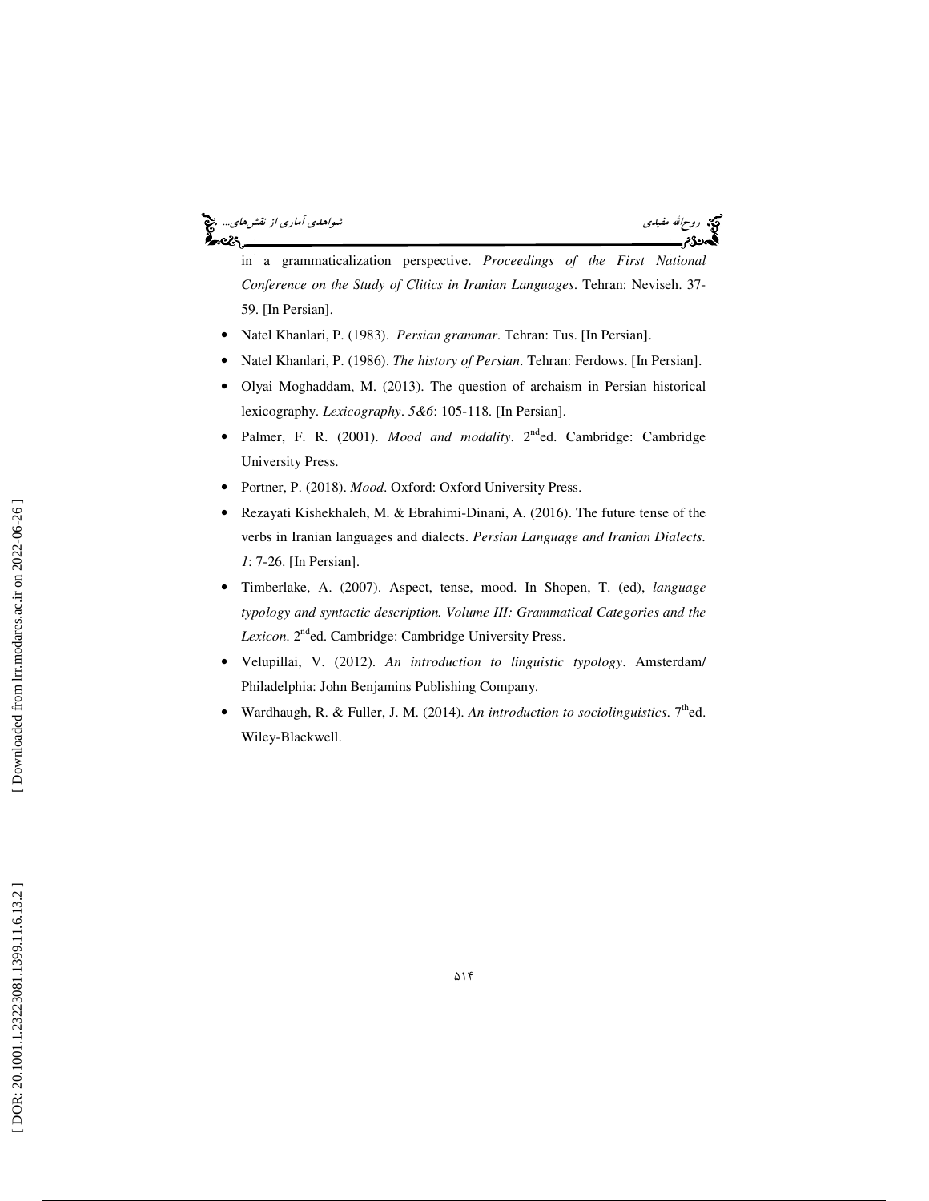in a grammaticalization perspective. *Proceedings of the First National Conference on the Study of Clitics in Iranian Languages*. Tehran: Neviseh. 37-59. [In Persian].

- Natel Khanlari, P. (1983). *Persian grammar*. Tehran: Tus. [In Persian].
- Natel Khanlari, P. (1986). *The history of Persian*. Tehran: Ferdows. [In Persian].
- Olyai Moghaddam, M. (2013). The question of archaism in Persian historical lexicography. *Lexicography*. *5&6*: 105-118. [In Persian].
- Palmer, F. R. (2001). *Mood and modality*. 2nd ed. Cambridge: Cambridge University Press.
- Portner, P. (2018). *Mood*. Oxford: Oxford University Press.
- Rezayati Kishekhaleh, M. & Ebrahimi-Dinani, A. (2016). The future tense of the verbs in Iranian languages and dialects. *Persian Language and Iranian Dialects*. *1*: 7-26. [In Persian].
- Timberlake, A. (2007). Aspect, tense, mood. In Shopen, T. (ed), *language typology and syntactic description. Volume III: Grammatical Categories and the Lexicon*. 2nd ed. Cambridge: Cambridge University Press.
- Velupillai, V. (2012). *An introduction to linguistic typology*. Amsterdam/ Philadelphia: John Benjamins Publishing Company.
- Wardhaugh, R. & Fuller, J. M. (2014). *An introduction to sociolinguistics*. 7th ed. Wiley-Blackwell.